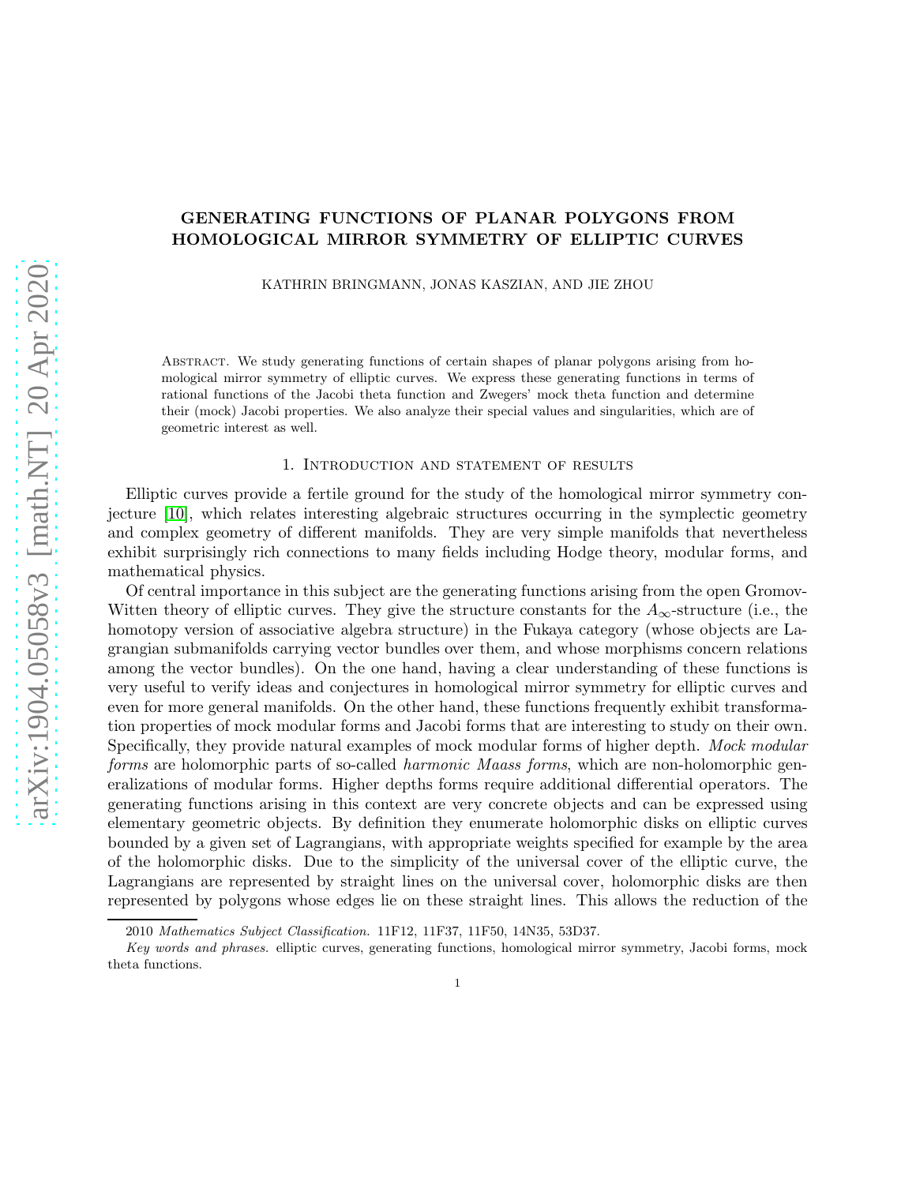# GENERATING FUNCTIONS OF PLANAR POLYGONS FROM HOMOLOGICAL MIRROR SYMMETRY OF ELLIPTIC CURVES

KATHRIN BRINGMANN, JONAS KASZIAN, AND JIE ZHOU

Abstract. We study generating functions of certain shapes of planar polygons arising from homological mirror symmetry of elliptic curves. We express these generating functions in terms of rational functions of the Jacobi theta function and Zwegers' mock theta function and determine their (mock) Jacobi properties. We also analyze their special values and singularities, which are of geometric interest as well.

## 1. Introduction and statement of results

Elliptic curves provide a fertile ground for the study of the homological mirror symmetry conjecture [10], which relates interesting algebraic structures occurring in the symplectic geometry and complex geometry of different manifolds. They are very simple manifolds that nevertheless exhibit surprisingly rich connections to many fields including Hodge theory, modular forms, and mathematical physics.

Of central importance in this subject are the generating functions arising from the open Gromov-Witten theory of elliptic curves. They give the structure constants for the $A_\infty$-structure (i.e., the homotopy version of associative algebra structure) in the Fukaya category (whose objects are Lagrangian submanifolds carrying vector bundles over them, and whose morphisms concern relations among the vector bundles). On the one hand, having a clear understanding of these functions is very useful to verify ideas and conjectures in homological mirror symmetry for elliptic curves and even for more general manifolds. On the other hand, these functions frequently exhibit transformation properties of mock modular forms and Jacobi forms that are interesting to study on their own. Specifically, they provide natural examples of mock modular forms of higher depth. *Mock modular forms* are holomorphic parts of so-called *harmonic Maass forms*, which are non-holomorphic generalizations of modular forms. Higher depths forms require additional differential operators. The generating functions arising in this context are very concrete objects and can be expressed using elementary geometric objects. By definition they enumerate holomorphic disks on elliptic curves bounded by a given set of Lagrangians, with appropriate weights specified for example by the area of the holomorphic disks. Due to the simplicity of the universal cover of the elliptic curve, the Lagrangians are represented by straight lines on the universal cover, holomorphic disks are then represented by polygons whose edges lie on these straight lines. This allows the reduction of the

2010 *Mathematics Subject Classification.* 11F12, 11F37, 11F50, 14N35, 53D37.

*Key words and phrases.* elliptic curves, generating functions, homological mirror symmetry, Jacobi forms, mock theta functions.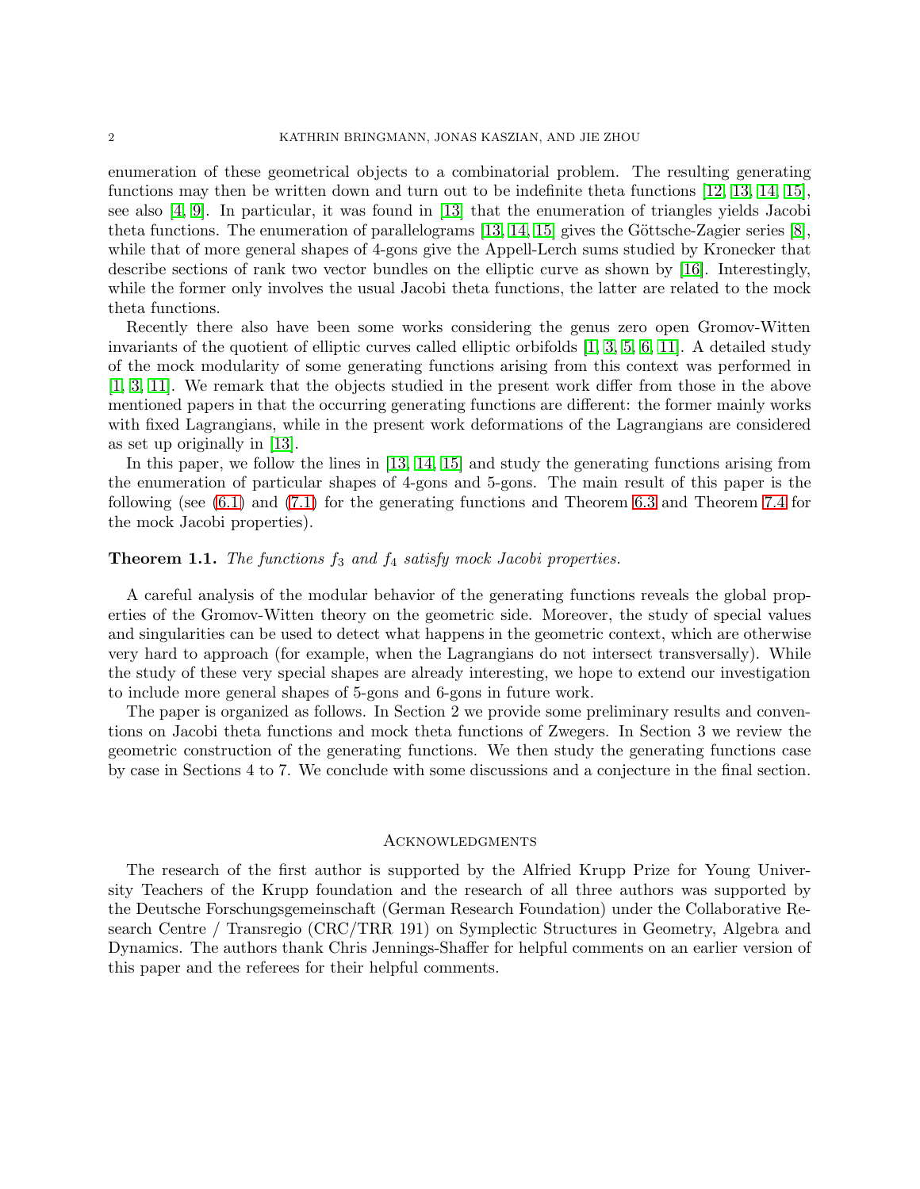enumeration of these geometrical objects to a combinatorial problem. The resulting generating functions may then be written down and turn out to be indefinite theta functions [12, 13, 14, 15], see also [4, 9]. In particular, it was found in [13] that the enumeration of triangles yields Jacobi theta functions. The enumeration of parallelograms [13, 14, 15] gives the Göttsche-Zagier series [8], while that of more general shapes of 4-gons give the Appell-Lerch sums studied by Kronecker that describe sections of rank two vector bundles on the elliptic curve as shown by [16]. Interestingly, while the former only involves the usual Jacobi theta functions, the latter are related to the mock theta functions.

Recently there also have been some works considering the genus zero open Gromov-Witten invariants of the quotient of elliptic curves called elliptic orbifolds [1, 3, 5, 6, 11]. A detailed study of the mock modularity of some generating functions arising from this context was performed in [1, 3, 11]. We remark that the objects studied in the present work differ from those in the above mentioned papers in that the occurring generating functions are different: the former mainly works with fixed Lagrangians, while in the present work deformations of the Lagrangians are considered as set up originally in [13].

In this paper, we follow the lines in [13, 14, 15] and study the generating functions arising from the enumeration of particular shapes of 4-gons and 5-gons. The main result of this paper is the following (see (6.1) and (7.1) for the generating functions and Theorem 6.3 and Theorem 7.4 for the mock Jacobi properties).

**Theorem 1.1.** *The functions $f_3$ and $f_4$ satisfy mock Jacobi properties.*

A careful analysis of the modular behavior of the generating functions reveals the global properties of the Gromov-Witten theory on the geometric side. Moreover, the study of special values and singularities can be used to detect what happens in the geometric context, which are otherwise very hard to approach (for example, when the Lagrangians do not intersect transversally). While the study of these very special shapes are already interesting, we hope to extend our investigation to include more general shapes of 5-gons and 6-gons in future work.

The paper is organized as follows. In Section 2 we provide some preliminary results and conventions on Jacobi theta functions and mock theta functions of Zwegers. In Section 3 we review the geometric construction of the generating functions. We then study the generating functions case by case in Sections 4 to 7. We conclude with some discussions and a conjecture in the final section.

## Acknowledgments

The research of the first author is supported by the Alfried Krupp Prize for Young University Teachers of the Krupp foundation and the research of all three authors was supported by the Deutsche Forschungsgemeinschaft (German Research Foundation) under the Collaborative Research Centre / Transregio (CRC/TRR 191) on Symplectic Structures in Geometry, Algebra and Dynamics. The authors thank Chris Jennings-Shaffer for helpful comments on an earlier version of this paper and the referees for their helpful comments.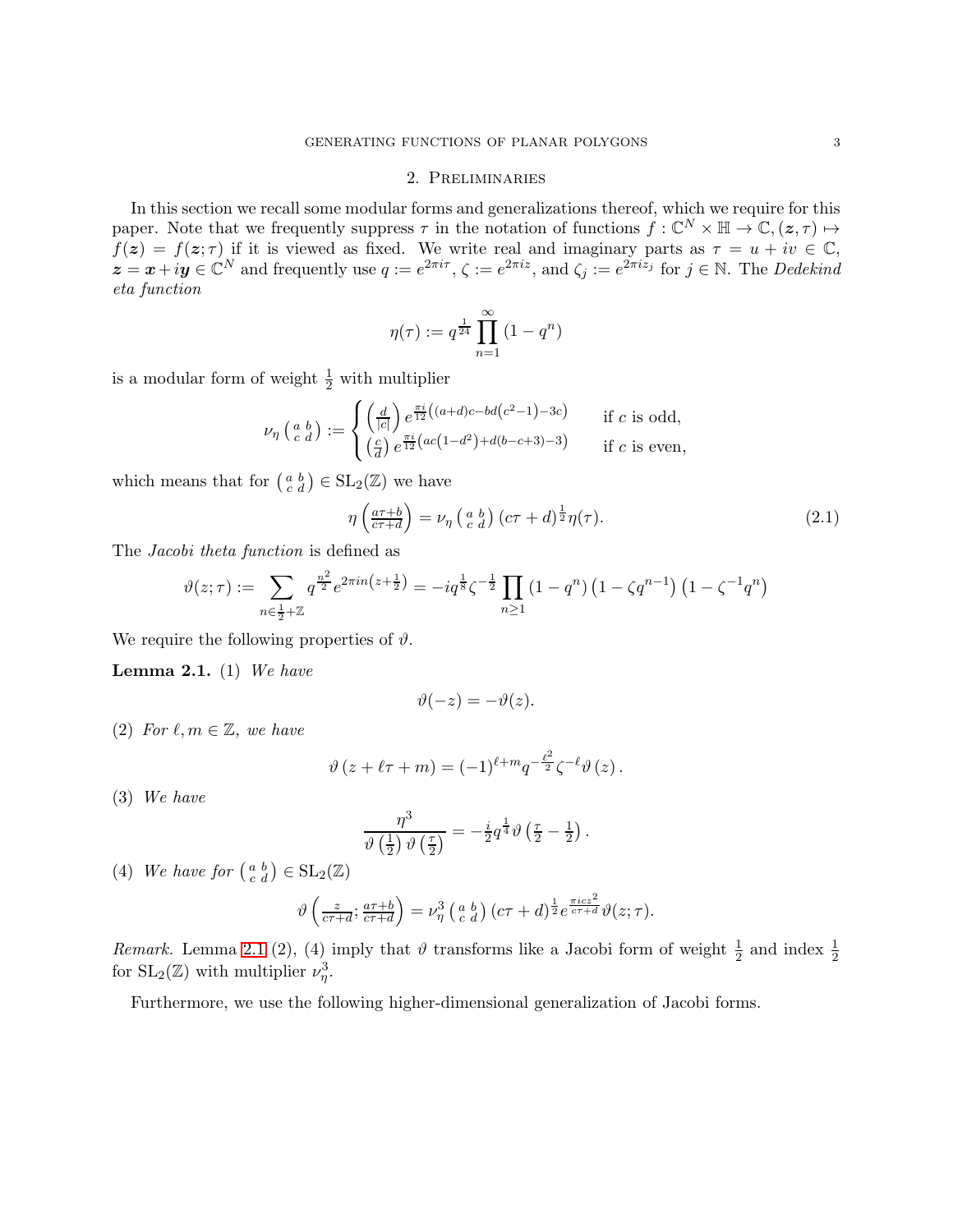## 2. Preliminaries

In this section we recall some modular forms and generalizations thereof, which we require for this paper. Note that we frequently suppress $\tau$ in the notation of functions $f : \mathbb{C}^N \times \mathbb{H} \to \mathbb{C}, (\boldsymbol{z}, \tau) \mapsto f(\boldsymbol{z}) = f(\boldsymbol{z}; \tau)$ if it is viewed as fixed. We write real and imaginary parts as $\tau = u + iv \in \mathbb{C}$, $\boldsymbol{z} = \boldsymbol{x} + i\boldsymbol{y} \in \mathbb{C}^N$ and frequently use $q := e^{2\pi i \tau}$, $\zeta := e^{2\pi i z}$, and $\zeta_j := e^{2\pi i z_j}$ for $j \in \mathbb{N}$. The *Dedekind eta function*

$$\eta(\tau) := q^{\frac{1}{24}} \prod_{n=1}^{\infty} (1 - q^n)$$

is a modular form of weight $\frac{1}{2}$ with multiplier

$$\nu_\eta \begin{pmatrix} a & b \\ c & d \end{pmatrix} := \begin{cases} \left(\frac{d}{|c|}\right) e^{\frac{\pi i}{12}\left((a+d)c - bd\left(c^2-1\right) - 3c\right)} & \text{if } c \text{ is odd,} \\ \left(\frac{c}{d}\right) e^{\frac{\pi i}{12}\left(ac\left(1-d^2\right) + d(b-c+3) - 3\right)} & \text{if } c \text{ is even,} \end{cases}$$

which means that for $\left(\begin{smallmatrix} a & b \\ c & d \end{smallmatrix}\right) \in \mathrm{SL}_2(\mathbb{Z})$ we have

$$\eta\left(\tfrac{a\tau+b}{c\tau+d}\right) = \nu_\eta \begin{pmatrix} a & b \\ c & d \end{pmatrix} (c\tau + d)^{\frac{1}{2}} \eta(\tau). \tag{2.1}$$

The *Jacobi theta function* is defined as

$$\vartheta(z; \tau) := \sum_{n \in \frac{1}{2} + \mathbb{Z}} q^{\frac{n^2}{2}} e^{2\pi i n\left(z + \frac{1}{2}\right)} = -iq^{\frac{1}{8}} \zeta^{-\frac{1}{2}} \prod_{n \geq 1} (1 - q^n) \left(1 - \zeta q^{n-1}\right) \left(1 - \zeta^{-1} q^n\right)$$

We require the following properties of $\vartheta$.

**Lemma 2.1.** (1) *We have*

$$\vartheta(-z) = -\vartheta(z).$$

(2) *For $\ell, m \in \mathbb{Z}$, we have*

$$\vartheta\left(z + \ell\tau + m\right) = (-1)^{\ell+m} q^{-\frac{\ell^2}{2}} \zeta^{-\ell} \vartheta\left(z\right).$$

(3) *We have*

$$\frac{\eta^3}{\vartheta\left(\frac{1}{2}\right)\vartheta\left(\frac{\tau}{2}\right)} = -\tfrac{i}{2} q^{\frac{1}{4}} \vartheta\left(\tfrac{\tau}{2} - \tfrac{1}{2}\right).$$

(4) *We have for $\left(\begin{smallmatrix} a & b \\ c & d \end{smallmatrix}\right) \in \mathrm{SL}_2(\mathbb{Z})$*

$$\vartheta\left(\tfrac{z}{c\tau+d}; \tfrac{a\tau+b}{c\tau+d}\right) = \nu_\eta^3 \begin{pmatrix} a & b \\ c & d \end{pmatrix} (c\tau + d)^{\frac{1}{2}} e^{\frac{\pi i c z^2}{c\tau+d}} \vartheta(z; \tau).$$

*Remark.* Lemma 2.1 (2), (4) imply that $\vartheta$ transforms like a Jacobi form of weight $\frac{1}{2}$ and index $\frac{1}{2}$ for $\mathrm{SL}_2(\mathbb{Z})$ with multiplier $\nu_\eta^3$.

Furthermore, we use the following higher-dimensional generalization of Jacobi forms.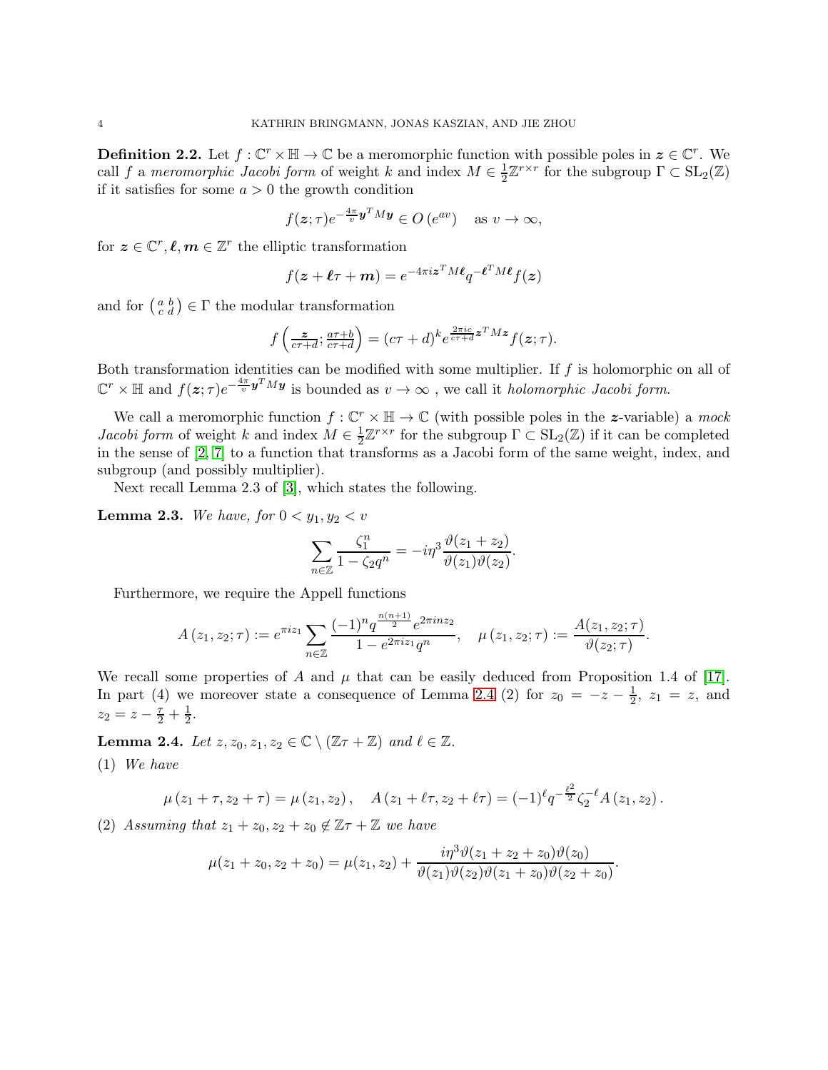**Definition 2.2.** Let $f : \mathbb{C}^r \times \mathbb{H} \to \mathbb{C}$ be a meromorphic function with possible poles in $\boldsymbol{z} \in \mathbb{C}^r$. We call $f$ a *meromorphic Jacobi form* of weight $k$ and index $M \in \frac{1}{2}\mathbb{Z}^{r\times r}$ for the subgroup $\Gamma \subset \mathrm{SL}_2(\mathbb{Z})$ if it satisfies for some $a > 0$ the growth condition

$$f(\boldsymbol{z};\tau)e^{-\frac{4\pi}{v}\boldsymbol{y}^T M\boldsymbol{y}} \in O\left(e^{av}\right) \quad \text{as } v \to \infty,$$

for $\boldsymbol{z} \in \mathbb{C}^r, \boldsymbol{\ell}, \boldsymbol{m} \in \mathbb{Z}^r$ the elliptic transformation

$$f(\boldsymbol{z} + \boldsymbol{\ell}\tau + \boldsymbol{m}) = e^{-4\pi i \boldsymbol{z}^T M \boldsymbol{\ell}} q^{-\boldsymbol{\ell}^T M \boldsymbol{\ell}} f(\boldsymbol{z})$$

and for $\left(\begin{smallmatrix} a & b \\ c & d \end{smallmatrix}\right) \in \Gamma$ the modular transformation

$$f\left(\tfrac{\boldsymbol{z}}{c\tau+d}; \tfrac{a\tau+b}{c\tau+d}\right) = (c\tau+d)^k e^{\frac{2\pi i c}{c\tau+d}\boldsymbol{z}^T M\boldsymbol{z}} f(\boldsymbol{z};\tau).$$

Both transformation identities can be modified with some multiplier. If $f$ is holomorphic on all of $\mathbb{C}^r \times \mathbb{H}$ and $f(\boldsymbol{z};\tau)e^{-\frac{4\pi}{v}\boldsymbol{y}^T M\boldsymbol{y}}$ is bounded as $v \to \infty$ , we call it *holomorphic Jacobi form*.

We call a meromorphic function $f : \mathbb{C}^r \times \mathbb{H} \to \mathbb{C}$ (with possible poles in the $\boldsymbol{z}$-variable) a *mock Jacobi form* of weight $k$ and index $M \in \frac{1}{2}\mathbb{Z}^{r\times r}$ for the subgroup $\Gamma \subset \mathrm{SL}_2(\mathbb{Z})$ if it can be completed in the sense of [2, 7] to a function that transforms as a Jacobi form of the same weight, index, and subgroup (and possibly multiplier).

Next recall Lemma 2.3 of [3], which states the following.

**Lemma 2.3.** *We have, for $0 < y_1, y_2 < v$*

$$\sum_{n\in\mathbb{Z}} \frac{\zeta_1^n}{1-\zeta_2 q^n} = -i\eta^3 \frac{\vartheta(z_1+z_2)}{\vartheta(z_1)\vartheta(z_2)}.$$

Furthermore, we require the Appell functions

$$A\left(z_1,z_2;\tau\right) := e^{\pi i z_1}\sum_{n\in\mathbb{Z}} \frac{(-1)^n q^{\frac{n(n+1)}{2}} e^{2\pi i n z_2}}{1-e^{2\pi i z_1}q^n}, \quad \mu\left(z_1,z_2;\tau\right) := \frac{A(z_1,z_2;\tau)}{\vartheta(z_2;\tau)}.$$

We recall some properties of $A$ and $\mu$ that can be easily deduced from Proposition 1.4 of [17]. In part (4) we moreover state a consequence of Lemma 2.4 (2) for $z_0 = -z - \frac{1}{2}$, $z_1 = z$, and $z_2 = z - \frac{\tau}{2} + \frac{1}{2}$.

**Lemma 2.4.** *Let $z, z_0, z_1, z_2 \in \mathbb{C} \setminus (\mathbb{Z}\tau + \mathbb{Z})$ and $\ell \in \mathbb{Z}$.*

(1) *We have*

$$\mu\left(z_1+\tau, z_2+\tau\right) = \mu\left(z_1, z_2\right), \quad A\left(z_1+\ell\tau, z_2+\ell\tau\right) = (-1)^\ell q^{-\frac{\ell^2}{2}} \zeta_2^{-\ell} A\left(z_1,z_2\right).$$

(2) *Assuming that $z_1 + z_0, z_2 + z_0 \notin \mathbb{Z}\tau + \mathbb{Z}$ we have*

$$\mu(z_1+z_0, z_2+z_0) = \mu(z_1,z_2) + \frac{i\eta^3\vartheta(z_1+z_2+z_0)\vartheta(z_0)}{\vartheta(z_1)\vartheta(z_2)\vartheta(z_1+z_0)\vartheta(z_2+z_0)}.$$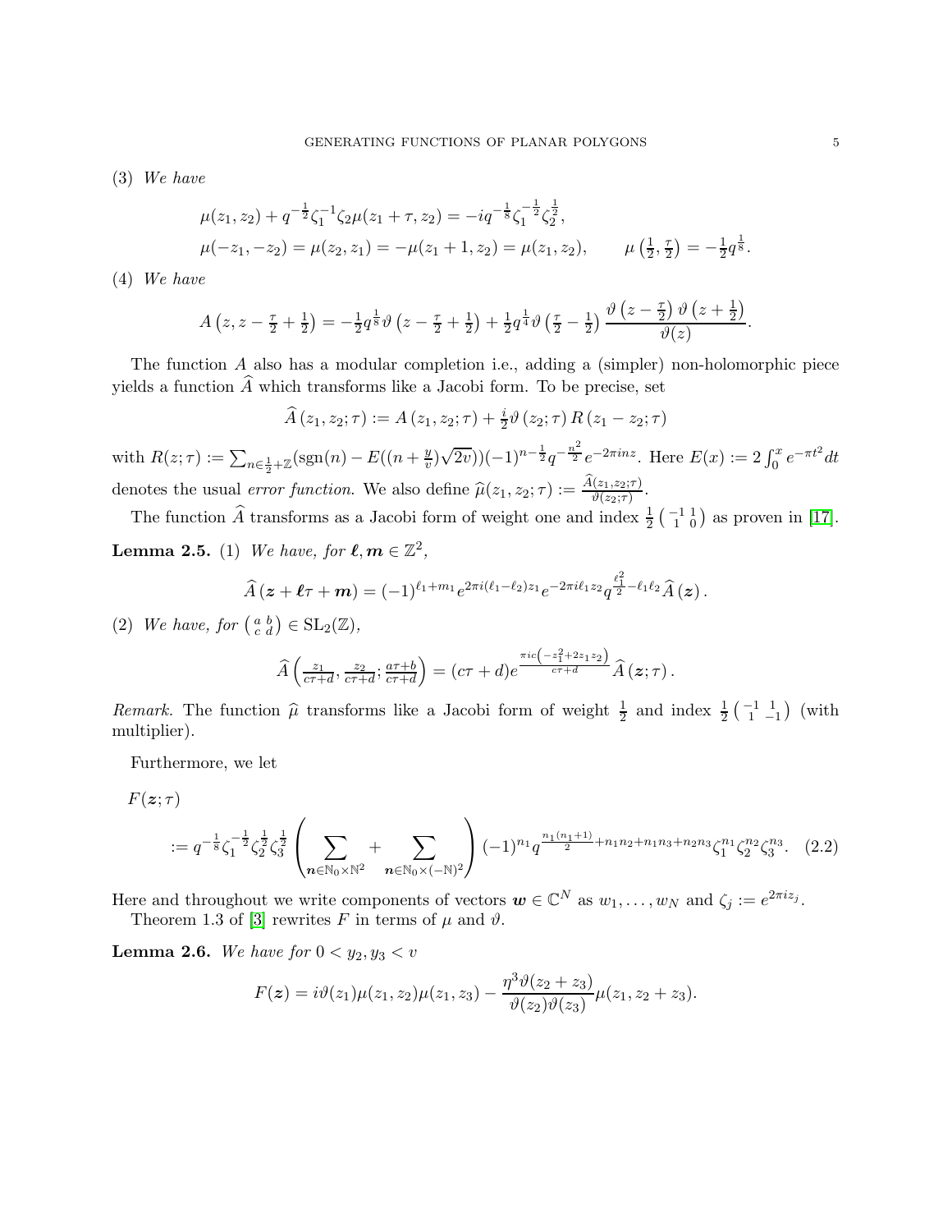(3) *We have*

$$\mu(z_1,z_2)+q^{-\frac{1}{2}}\zeta_1^{-1}\zeta_2\mu(z_1+\tau,z_2)=-iq^{-\frac{1}{8}}\zeta_1^{-\frac{1}{2}}\zeta_2^{\frac{1}{2}},$$
$$\mu(-z_1,-z_2)=\mu(z_2,z_1)=-\mu(z_1+1,z_2)=\mu(z_1,z_2),\qquad \mu\left(\tfrac{1}{2},\tfrac{\tau}{2}\right)=-\tfrac{1}{2}q^{\frac{1}{8}}.$$

(4) *We have*

$$A\left(z,z-\tfrac{\tau}{2}+\tfrac{1}{2}\right)=-\tfrac{1}{2}q^{\frac{1}{8}}\vartheta\left(z-\tfrac{\tau}{2}+\tfrac{1}{2}\right)+\tfrac{1}{2}q^{\frac{1}{4}}\vartheta\left(\tfrac{\tau}{2}-\tfrac{1}{2}\right)\frac{\vartheta\left(z-\frac{\tau}{2}\right)\vartheta\left(z+\frac{1}{2}\right)}{\vartheta(z)}.$$

The function $A$ also has a modular completion i.e., adding a (simpler) non-holomorphic piece yields a function $\widehat{A}$ which transforms like a Jacobi form. To be precise, set

$$\widehat{A}\left(z_1,z_2;\tau\right):=A\left(z_1,z_2;\tau\right)+\tfrac{i}{2}\vartheta\left(z_2;\tau\right)R\left(z_1-z_2;\tau\right)$$

with $R(z;\tau):=\sum_{n\in\frac{1}{2}+\mathbb{Z}}(\operatorname{sgn}(n)-E((n+\frac{y}{v})\sqrt{2v}))(-1)^{n-\frac{1}{2}}q^{-\frac{n^2}{2}}e^{-2\pi inz}$. Here $E(x):=2\int_0^x e^{-\pi t^2}dt$ denotes the usual *error function*. We also define $\widehat{\mu}(z_1,z_2;\tau):=\frac{\widehat{A}(z_1,z_2;\tau)}{\vartheta(z_2;\tau)}$.

The function $\widehat{A}$ transforms as a Jacobi form of weight one and index $\frac{1}{2}\left(\begin{smallmatrix}-1&1\\1&0\end{smallmatrix}\right)$ as proven in [17].

**Lemma 2.5.** (1) *We have, for $\boldsymbol{\ell},\boldsymbol{m}\in\mathbb{Z}^2$,*

$$\widehat{A}\left(\boldsymbol{z}+\boldsymbol{\ell}\tau+\boldsymbol{m}\right)=(-1)^{\ell_1+m_1}e^{2\pi i(\ell_1-\ell_2)z_1}e^{-2\pi i\ell_1z_2}q^{\frac{\ell_1^2}{2}-\ell_1\ell_2}\widehat{A}\left(\boldsymbol{z}\right).$$

(2) *We have, for $\left(\begin{smallmatrix}a&b\\c&d\end{smallmatrix}\right)\in\mathrm{SL}_2(\mathbb{Z})$,*

$$\widehat{A}\left(\tfrac{z_1}{c\tau+d},\tfrac{z_2}{c\tau+d};\tfrac{a\tau+b}{c\tau+d}\right)=(c\tau+d)e^{\frac{\pi ic\left(-z_1^2+2z_1z_2\right)}{c\tau+d}}\widehat{A}\left(\boldsymbol{z};\tau\right).$$

*Remark.* The function $\widehat{\mu}$ transforms like a Jacobi form of weight $\frac{1}{2}$ and index $\frac{1}{2}\left(\begin{smallmatrix}-1&1\\1&-1\end{smallmatrix}\right)$ (with multiplier).

Furthermore, we let

$$F(\boldsymbol{z};\tau):=q^{-\frac{1}{8}}\zeta_1^{-\frac{1}{2}}\zeta_2^{\frac{1}{2}}\zeta_3^{\frac{1}{2}}\left(\sum_{\boldsymbol{n}\in\mathbb{N}_0\times\mathbb{N}^2}+\sum_{\boldsymbol{n}\in\mathbb{N}_0\times(-\mathbb{N})^2}\right)(-1)^{n_1}q^{\frac{n_1(n_1+1)}{2}+n_1n_2+n_1n_3+n_2n_3}\zeta_1^{n_1}\zeta_2^{n_2}\zeta_3^{n_3}. \quad (2.2)$$

Here and throughout we write components of vectors $\boldsymbol{w}\in\mathbb{C}^N$ as $w_1,\ldots,w_N$ and $\zeta_j:=e^{2\pi iz_j}$.

Theorem 1.3 of [3] rewrites $F$ in terms of $\mu$ and $\vartheta$.

**Lemma 2.6.** *We have for $0<y_2,y_3<v$*

$$F(\boldsymbol{z})=i\vartheta(z_1)\mu(z_1,z_2)\mu(z_1,z_3)-\frac{\eta^3\vartheta(z_2+z_3)}{\vartheta(z_2)\vartheta(z_3)}\mu(z_1,z_2+z_3).$$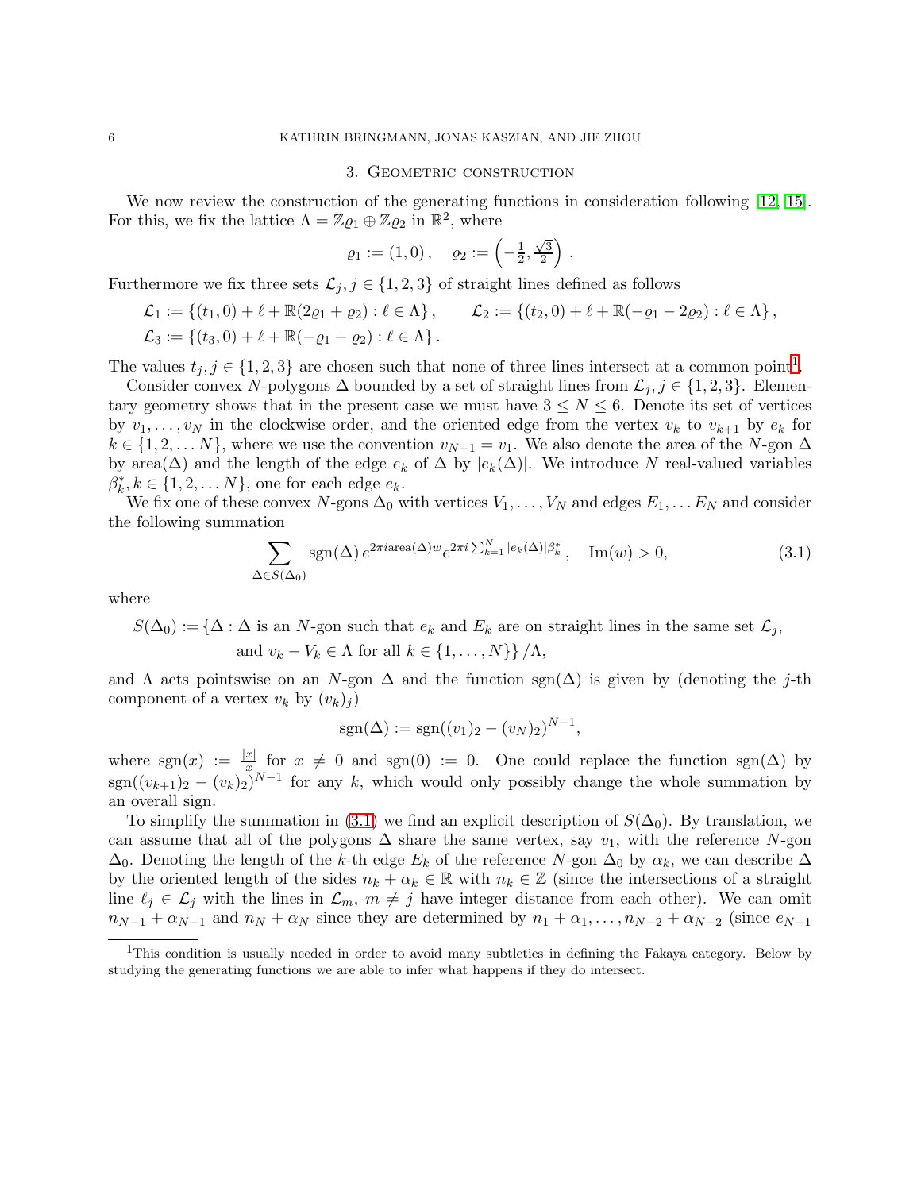## 3. Geometric construction

We now review the construction of the generating functions in consideration following [12, 15]. For this, we fix the lattice $\Lambda = \mathbb{Z}\varrho_1 \oplus \mathbb{Z}\varrho_2$ in $\mathbb{R}^2$, where

$$\varrho_1 := (1,0)\,, \quad \varrho_2 := \left(-\tfrac{1}{2}, \tfrac{\sqrt{3}}{2}\right)\,.$$

Furthermore we fix three sets $\mathcal{L}_j, j \in \{1,2,3\}$ of straight lines defined as follows

$$\mathcal{L}_1 := \{(t_1, 0) + \ell + \mathbb{R}(2\varrho_1 + \varrho_2) : \ell \in \Lambda\}\,, \qquad \mathcal{L}_2 := \{(t_2, 0) + \ell + \mathbb{R}(-\varrho_1 - 2\varrho_2) : \ell \in \Lambda\}\,,$$
$$\mathcal{L}_3 := \{(t_3, 0) + \ell + \mathbb{R}(-\varrho_1 + \varrho_2) : \ell \in \Lambda\}\,.$$

The values $t_j, j \in \{1,2,3\}$ are chosen such that none of three lines intersect at a common point[1].

Consider convex $N$-polygons $\Delta$ bounded by a set of straight lines from $\mathcal{L}_j, j \in \{1,2,3\}$. Elementary geometry shows that in the present case we must have $3 \leq N \leq 6$. Denote its set of vertices by $v_1, \dots, v_N$ in the clockwise order, and the oriented edge from the vertex $v_k$ to $v_{k+1}$ by $e_k$ for $k \in \{1, 2, \dots N\}$, where we use the convention $v_{N+1} = v_1$. We also denote the area of the $N$-gon $\Delta$ by $\mathrm{area}(\Delta)$ and the length of the edge $e_k$ of $\Delta$ by $|e_k(\Delta)|$. We introduce $N$ real-valued variables $\beta_k^*, k \in \{1, 2, \dots N\}$, one for each edge $e_k$.

We fix one of these convex $N$-gons $\Delta_0$ with vertices $V_1, \dots, V_N$ and edges $E_1, \dots E_N$ and consider the following summation

$$\sum_{\Delta \in S(\Delta_0)} \mathrm{sgn}(\Delta)\, e^{2\pi i \mathrm{area}(\Delta) w} e^{2\pi i \sum_{k=1}^N |e_k(\Delta)| \beta_k^*}\,, \quad \mathrm{Im}(w) > 0, \tag{3.1}$$

where

$$S(\Delta_0) := \{\Delta : \Delta \text{ is an } N\text{-gon such that } e_k \text{ and } E_k \text{ are on straight lines in the same set } \mathcal{L}_j,$$
$$\text{and } v_k - V_k \in \Lambda \text{ for all } k \in \{1, \dots, N\}\}\,/\Lambda,$$

and $\Lambda$ acts pointswise on an $N$-gon $\Delta$ and the function $\mathrm{sgn}(\Delta)$ is given by (denoting the $j$-th component of a vertex $v_k$ by $(v_k)_j$)

$$\mathrm{sgn}(\Delta) := \mathrm{sgn}((v_1)_2 - (v_N)_2)^{N-1},$$

where $\mathrm{sgn}(x) := \frac{|x|}{x}$ for $x \neq 0$ and $\mathrm{sgn}(0) := 0$. One could replace the function $\mathrm{sgn}(\Delta)$ by $\mathrm{sgn}((v_{k+1})_2 - (v_k)_2)^{N-1}$ for any $k$, which would only possibly change the whole summation by an overall sign.

To simplify the summation in (3.1) we find an explicit description of $S(\Delta_0)$. By translation, we can assume that all of the polygons $\Delta$ share the same vertex, say $v_1$, with the reference $N$-gon $\Delta_0$. Denoting the length of the $k$-th edge $E_k$ of the reference $N$-gon $\Delta_0$ by $\alpha_k$, we can describe $\Delta$ by the oriented length of the sides $n_k + \alpha_k \in \mathbb{R}$ with $n_k \in \mathbb{Z}$ (since the intersections of a straight line $\ell_j \in \mathcal{L}_j$ with the lines in $\mathcal{L}_m$, $m \neq j$ have integer distance from each other). We can omit $n_{N-1} + \alpha_{N-1}$ and $n_N + \alpha_N$ since they are determined by $n_1 + \alpha_1, \dots, n_{N-2} + \alpha_{N-2}$ (since $e_{N-1}$

[1] This condition is usually needed in order to avoid many subtleties in defining the Fakaya category. Below by studying the generating functions we are able to infer what happens if they do intersect.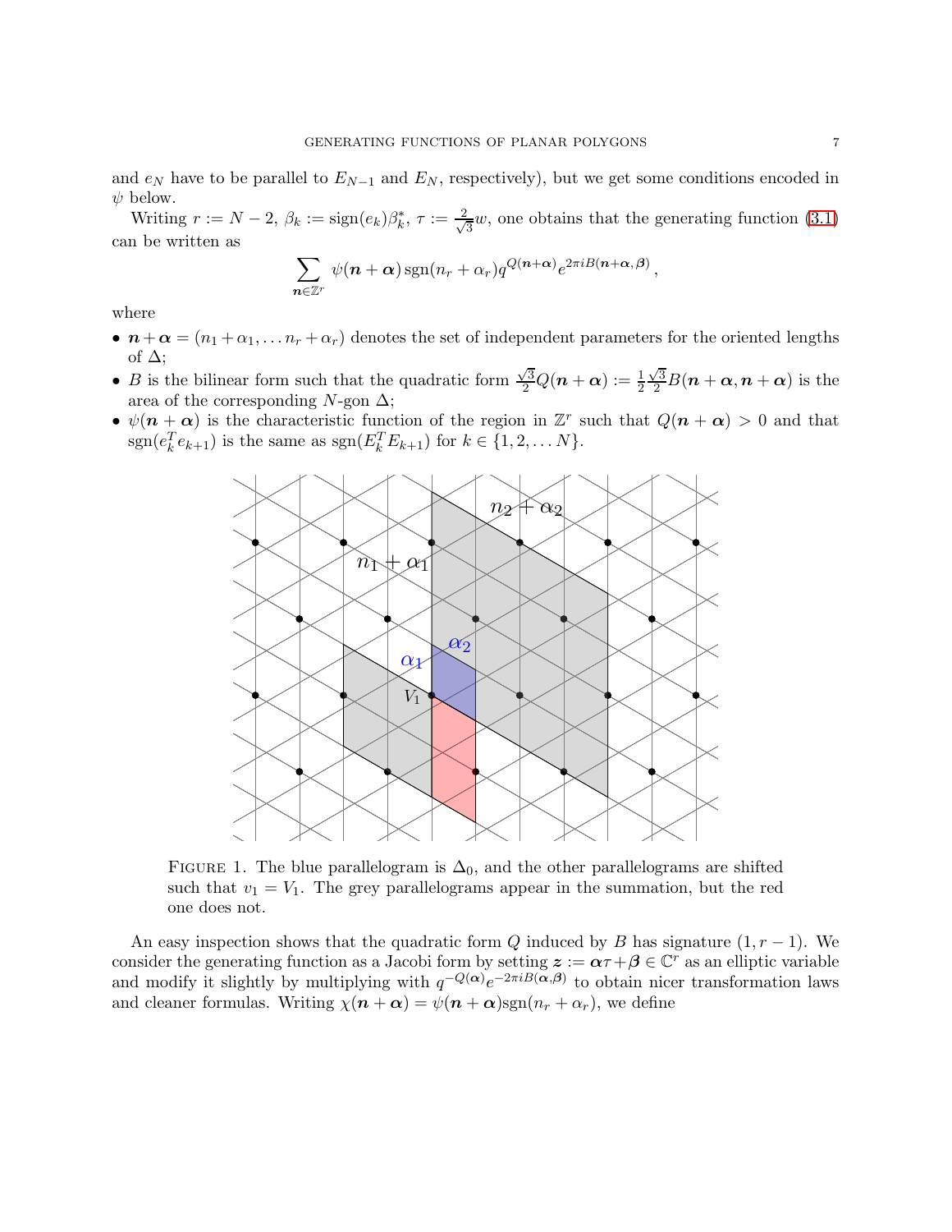and $e_N$ have to be parallel to $E_{N-1}$ and $E_N$, respectively), but we get some conditions encoded in $\psi$ below.

Writing $r := N-2$, $\beta_k := \operatorname{sign}(e_k)\beta_k^*$, $\tau := \frac{2}{\sqrt{3}}w$, one obtains that the generating function (3.1) can be written as

$$\sum_{\boldsymbol{n}\in\mathbb{Z}^r} \psi(\boldsymbol{n}+\boldsymbol{\alpha})\operatorname{sgn}(n_r+\alpha_r)q^{Q(\boldsymbol{n}+\boldsymbol{\alpha})}e^{2\pi i B(\boldsymbol{n}+\boldsymbol{\alpha},\boldsymbol{\beta})},$$

where

- $\boldsymbol{n}+\boldsymbol{\alpha} = (n_1+\alpha_1,\dots n_r+\alpha_r)$ denotes the set of independent parameters for the oriented lengths of $\Delta$;
- $B$ is the bilinear form such that the quadratic form $\frac{\sqrt{3}}{2}Q(\boldsymbol{n}+\boldsymbol{\alpha}) := \frac{1}{2}\frac{\sqrt{3}}{2}B(\boldsymbol{n}+\boldsymbol{\alpha},\boldsymbol{n}+\boldsymbol{\alpha})$ is the area of the corresponding $N$-gon $\Delta$;
- $\psi(\boldsymbol{n}+\boldsymbol{\alpha})$ is the characteristic function of the region in $\mathbb{Z}^r$ such that $Q(\boldsymbol{n}+\boldsymbol{\alpha}) > 0$ and that $\operatorname{sgn}(e_k^T e_{k+1})$ is the same as $\operatorname{sgn}(E_k^T E_{k+1})$ for $k \in \{1,2,\dots N\}$.

$n_2+\alpha_2$

$n_1+\alpha_1$

$\alpha_1$

$\alpha_2$

$V_1$

FIGURE 1. The blue parallelogram is $\Delta_0$, and the other parallelograms are shifted such that $v_1 = V_1$. The grey parallelograms appear in the summation, but the red one does not.

An easy inspection shows that the quadratic form $Q$ induced by $B$ has signature $(1, r-1)$. We consider the generating function as a Jacobi form by setting $\boldsymbol{z} := \boldsymbol{\alpha}\tau+\boldsymbol{\beta} \in \mathbb{C}^r$ as an elliptic variable and modify it slightly by multiplying with $q^{-Q(\boldsymbol{\alpha})}e^{-2\pi i B(\boldsymbol{\alpha},\boldsymbol{\beta})}$ to obtain nicer transformation laws and cleaner formulas. Writing $\chi(\boldsymbol{n}+\boldsymbol{\alpha}) = \psi(\boldsymbol{n}+\boldsymbol{\alpha})\operatorname{sgn}(n_r+\alpha_r)$, we define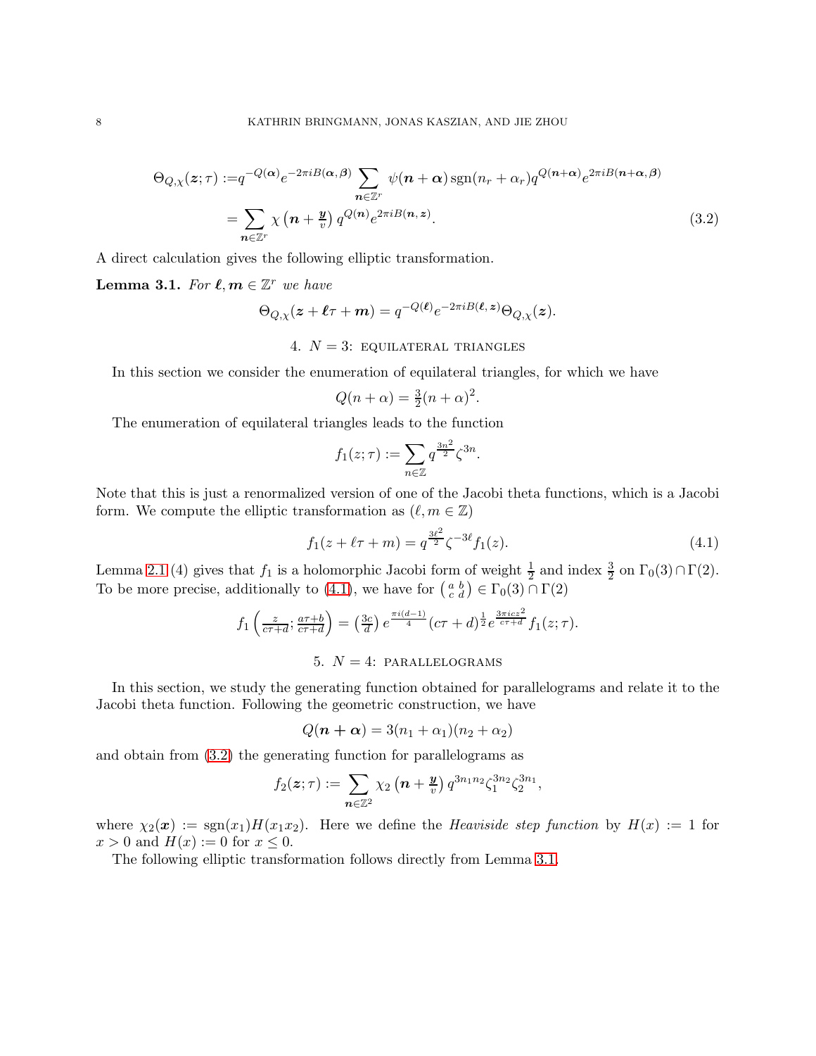$$\begin{aligned}\Theta_{Q,\chi}(\boldsymbol{z};\tau) :=& q^{-Q(\boldsymbol{\alpha})} e^{-2\pi i B(\boldsymbol{\alpha},\boldsymbol{\beta})} \sum_{\boldsymbol{n}\in\mathbb{Z}^r} \psi(\boldsymbol{n}+\boldsymbol{\alpha}) \operatorname{sgn}(n_r+\alpha_r) q^{Q(\boldsymbol{n}+\boldsymbol{\alpha})} e^{2\pi i B(\boldsymbol{n}+\boldsymbol{\alpha},\boldsymbol{\beta})} \\ =& \sum_{\boldsymbol{n}\in\mathbb{Z}^r} \chi\left(\boldsymbol{n}+\tfrac{\boldsymbol{y}}{v}\right) q^{Q(\boldsymbol{n})} e^{2\pi i B(\boldsymbol{n},\boldsymbol{z})}. \end{aligned} \tag{3.2}$$

A direct calculation gives the following elliptic transformation.

**Lemma 3.1.** *For $\boldsymbol{\ell}, \boldsymbol{m} \in \mathbb{Z}^r$ we have*

$$\Theta_{Q,\chi}(\boldsymbol{z}+\boldsymbol{\ell}\tau+\boldsymbol{m}) = q^{-Q(\boldsymbol{\ell})} e^{-2\pi i B(\boldsymbol{\ell},\boldsymbol{z})} \Theta_{Q,\chi}(\boldsymbol{z}).$$

## 4. $N=3$: equilateral triangles

In this section we consider the enumeration of equilateral triangles, for which we have

$$Q(n+\alpha) = \tfrac{3}{2}(n+\alpha)^2.$$

The enumeration of equilateral triangles leads to the function

$$f_1(z;\tau) := \sum_{n\in\mathbb{Z}} q^{\frac{3n^2}{2}} \zeta^{3n}.$$

Note that this is just a renormalized version of one of the Jacobi theta functions, which is a Jacobi form. We compute the elliptic transformation as ($\ell, m \in \mathbb{Z}$)

$$f_1(z+\ell\tau+m) = q^{\frac{3\ell^2}{2}} \zeta^{-3\ell} f_1(z). \tag{4.1}$$

Lemma 2.1 (4) gives that $f_1$ is a holomorphic Jacobi form of weight $\frac{1}{2}$ and index $\frac{3}{2}$ on $\Gamma_0(3)\cap\Gamma(2)$. To be more precise, additionally to (4.1), we have for $\left(\begin{smallmatrix} a & b \\ c & d\end{smallmatrix}\right) \in \Gamma_0(3)\cap\Gamma(2)$

$$f_1\left(\tfrac{z}{c\tau+d}; \tfrac{a\tau+b}{c\tau+d}\right) = \left(\tfrac{3c}{d}\right) e^{\frac{\pi i(d-1)}{4}} (c\tau+d)^{\frac{1}{2}} e^{\frac{3\pi i c z^2}{c\tau+d}} f_1(z;\tau).$$

## 5. $N=4$: parallelograms

In this section, we study the generating function obtained for parallelograms and relate it to the Jacobi theta function. Following the geometric construction, we have

$$Q(\boldsymbol{n}+\boldsymbol{\alpha}) = 3(n_1+\alpha_1)(n_2+\alpha_2)$$

and obtain from (3.2) the generating function for parallelograms as

$$f_2(\boldsymbol{z};\tau) := \sum_{\boldsymbol{n}\in\mathbb{Z}^2} \chi_2\left(\boldsymbol{n}+\tfrac{\boldsymbol{y}}{v}\right) q^{3n_1n_2} \zeta_1^{3n_2} \zeta_2^{3n_1},$$

where $\chi_2(\boldsymbol{x}) := \operatorname{sgn}(x_1) H(x_1x_2)$. Here we define the *Heaviside step function* by $H(x) := 1$ for $x>0$ and $H(x) := 0$ for $x \leq 0$.

The following elliptic transformation follows directly from Lemma 3.1.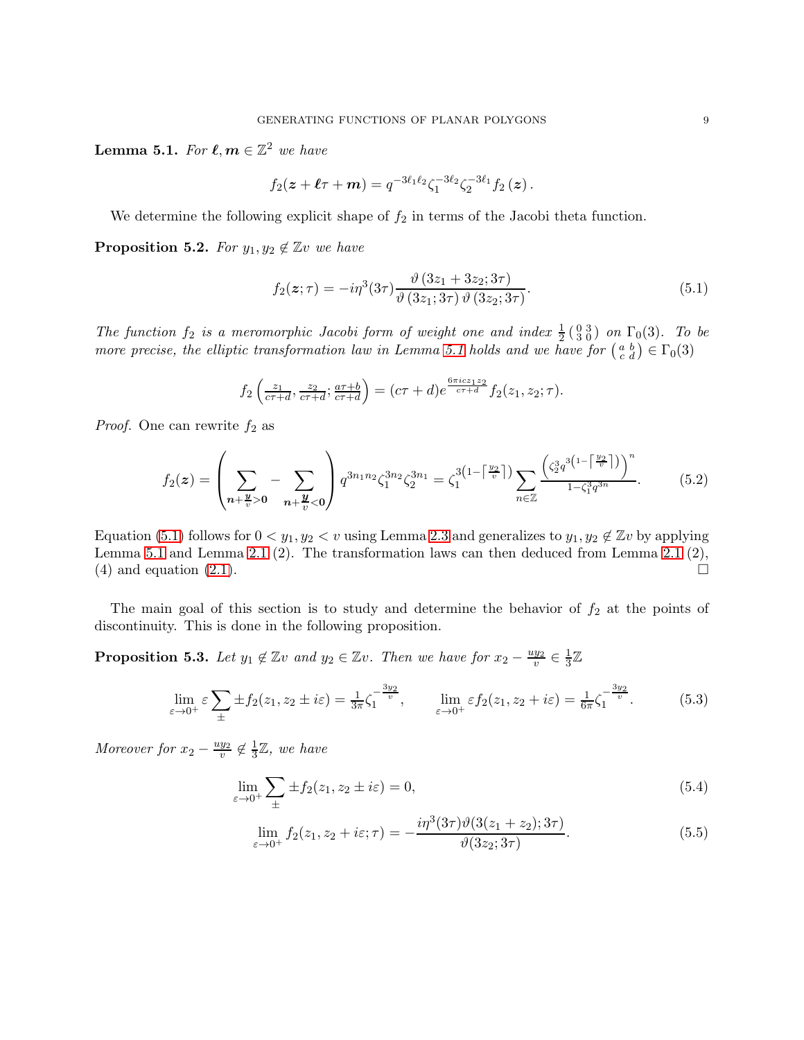**Lemma 5.1.** *For $\boldsymbol{\ell}, \boldsymbol{m} \in \mathbb{Z}^2$ we have*

$$f_2(\boldsymbol{z} + \boldsymbol{\ell}\tau + \boldsymbol{m}) = q^{-3\ell_1\ell_2}\zeta_1^{-3\ell_2}\zeta_2^{-3\ell_1} f_2(\boldsymbol{z}).$$

We determine the following explicit shape of $f_2$ in terms of the Jacobi theta function.

**Proposition 5.2.** *For $y_1, y_2 \notin \mathbb{Z}v$ we have*

$$f_2(\boldsymbol{z};\tau) = -i\eta^3(3\tau)\frac{\vartheta(3z_1 + 3z_2; 3\tau)}{\vartheta(3z_1; 3\tau)\,\vartheta(3z_2; 3\tau)}. \tag{5.1}$$

*The function $f_2$ is a meromorphic Jacobi form of weight one and index $\frac{1}{2}\left(\begin{smallmatrix} 0 & 3 \\ 3 & 0 \end{smallmatrix}\right)$ on $\Gamma_0(3)$. To be more precise, the elliptic transformation law in Lemma 5.1 holds and we have for $\left(\begin{smallmatrix} a & b \\ c & d \end{smallmatrix}\right) \in \Gamma_0(3)$*

$$f_2\left(\tfrac{z_1}{c\tau+d}, \tfrac{z_2}{c\tau+d}; \tfrac{a\tau+b}{c\tau+d}\right) = (c\tau+d)e^{\frac{6\pi i c z_1 z_2}{c\tau+d}} f_2(z_1, z_2; \tau).$$

*Proof.* One can rewrite $f_2$ as

$$f_2(\boldsymbol{z}) = \left(\sum_{\boldsymbol{n}+\frac{\boldsymbol{y}}{v}>\boldsymbol{0}} - \sum_{\boldsymbol{n}+\frac{\boldsymbol{y}}{v}<\boldsymbol{0}}\right) q^{3n_1n_2}\zeta_1^{3n_2}\zeta_2^{3n_1} = \zeta_1^{3\left(1-\left\lceil \frac{y_2}{v}\right\rceil\right)} \sum_{n\in\mathbb{Z}} \frac{\left(\zeta_2^3 q^{3\left(1-\left\lceil \frac{y_2}{v}\right\rceil\right)}\right)^n}{1-\zeta_1^3 q^{3n}}. \tag{5.2}$$

Equation (5.1) follows for $0 < y_1, y_2 < v$ using Lemma 2.3 and generalizes to $y_1, y_2 \notin \mathbb{Z}v$ by applying Lemma 5.1 and Lemma 2.1 (2). The transformation laws can then deduced from Lemma 2.1 (2), (4) and equation (2.1). $\square$

The main goal of this section is to study and determine the behavior of $f_2$ at the points of discontinuity. This is done in the following proposition.

**Proposition 5.3.** *Let $y_1 \notin \mathbb{Z}v$ and $y_2 \in \mathbb{Z}v$. Then we have for $x_2 - \frac{uy_2}{v} \in \frac{1}{3}\mathbb{Z}$*

$$\lim_{\varepsilon\to 0^+} \varepsilon \sum_{\pm} \pm f_2(z_1, z_2 \pm i\varepsilon) = \tfrac{1}{3\pi}\zeta_1^{-\frac{3y_2}{v}}, \qquad \lim_{\varepsilon\to 0^+} \varepsilon f_2(z_1, z_2 + i\varepsilon) = \tfrac{1}{6\pi}\zeta_1^{-\frac{3y_2}{v}}. \tag{5.3}$$

*Moreover for $x_2 - \frac{uy_2}{v} \notin \frac{1}{3}\mathbb{Z}$, we have*

$$\lim_{\varepsilon\to 0^+} \sum_{\pm} \pm f_2(z_1, z_2 \pm i\varepsilon) = 0, \tag{5.4}$$

$$\lim_{\varepsilon\to 0^+} f_2(z_1, z_2 + i\varepsilon; \tau) = -\frac{i\eta^3(3\tau)\vartheta(3(z_1 + z_2); 3\tau)}{\vartheta(3z_2; 3\tau)}. \tag{5.5}$$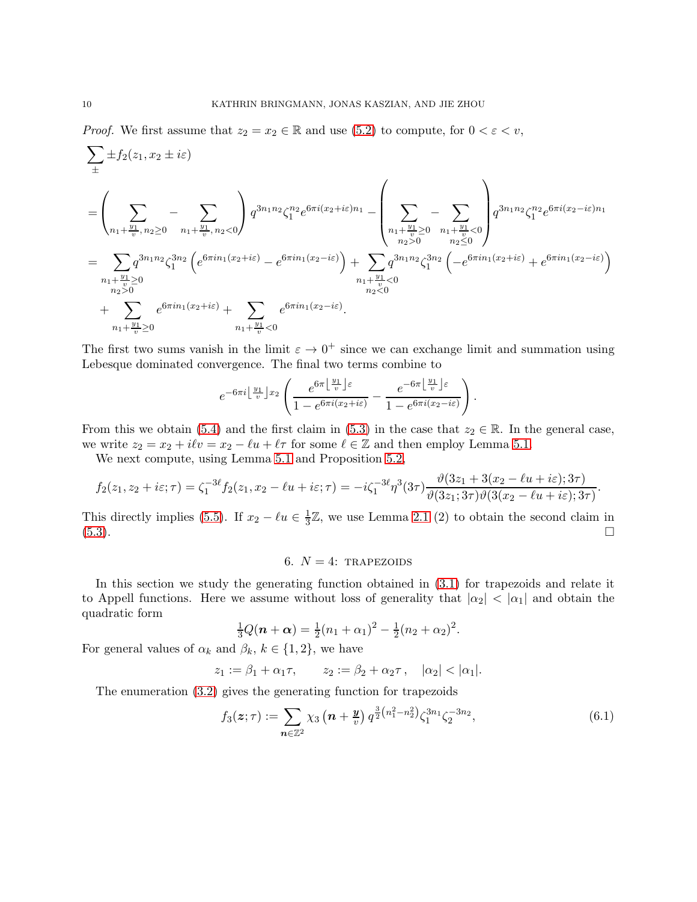*Proof.* We first assume that $z_2 = x_2 \in \mathbb{R}$ and use (5.2) to compute, for $0 < \varepsilon < v$,

$$\sum_{\pm} \pm f_2(z_1, x_2 \pm i\varepsilon)$$

$$= \left( \sum_{n_1 + \frac{y_1}{v},\, n_2 \geq 0} - \sum_{n_1 + \frac{y_1}{v},\, n_2 < 0} \right) q^{3n_1 n_2} \zeta_1^{n_2} e^{6\pi i (x_2 + i\varepsilon) n_1} - \left( \sum_{\substack{n_1 + \frac{y_1}{v} \geq 0 \\ n_2 > 0}} - \sum_{\substack{n_1 + \frac{y_1}{v} < 0 \\ n_2 \leq 0}} \right) q^{3n_1 n_2} \zeta_1^{n_2} e^{6\pi i (x_2 - i\varepsilon) n_1}$$

$$= \sum_{\substack{n_1 + \frac{y_1}{v} \geq 0 \\ n_2 > 0}} q^{3n_1 n_2} \zeta_1^{3n_2} \left( e^{6\pi i n_1 (x_2 + i\varepsilon)} - e^{6\pi i n_1 (x_2 - i\varepsilon)} \right) + \sum_{\substack{n_1 + \frac{y_1}{v} < 0 \\ n_2 < 0}} q^{3n_1 n_2} \zeta_1^{3n_2} \left( -e^{6\pi i n_1 (x_2 + i\varepsilon)} + e^{6\pi i n_1 (x_2 - i\varepsilon)} \right)$$

$$+ \sum_{n_1 + \frac{y_1}{v} \geq 0} e^{6\pi i n_1 (x_2 + i\varepsilon)} + \sum_{n_1 + \frac{y_1}{v} < 0} e^{6\pi i n_1 (x_2 - i\varepsilon)}.$$

The first two sums vanish in the limit $\varepsilon \to 0^+$ since we can exchange limit and summation using Lebesque dominated convergence. The final two terms combine to

$$e^{-6\pi i \lfloor \frac{y_1}{v} \rfloor x_2} \left( \frac{e^{6\pi \lfloor \frac{y_1}{v} \rfloor \varepsilon}}{1 - e^{6\pi i (x_2 + i\varepsilon)}} - \frac{e^{-6\pi \lfloor \frac{y_1}{v} \rfloor \varepsilon}}{1 - e^{6\pi i (x_2 - i\varepsilon)}} \right).$$

From this we obtain (5.4) and the first claim in (5.3) in the case that $z_2 \in \mathbb{R}$. In the general case, we write $z_2 = x_2 + i\ell v = x_2 - \ell u + \ell \tau$ for some $\ell \in \mathbb{Z}$ and then employ Lemma 5.1.

We next compute, using Lemma 5.1 and Proposition 5.2,

$$f_2(z_1, z_2 + i\varepsilon; \tau) = \zeta_1^{-3\ell} f_2(z_1, x_2 - \ell u + i\varepsilon; \tau) = -i\zeta_1^{-3\ell} \eta^3(3\tau) \frac{\vartheta(3z_1 + 3(x_2 - \ell u + i\varepsilon); 3\tau)}{\vartheta(3z_1; 3\tau)\vartheta(3(x_2 - \ell u + i\varepsilon); 3\tau)}.$$

This directly implies (5.5). If $x_2 - \ell u \in \frac{1}{3}\mathbb{Z}$, we use Lemma 2.1 (2) to obtain the second claim in (5.3). $\square$

## 6. $N = 4$: trapezoids

In this section we study the generating function obtained in (3.1) for trapezoids and relate it to Appell functions. Here we assume without loss of generality that $|\alpha_2| < |\alpha_1|$ and obtain the quadratic form

$$\tfrac{1}{3} Q(\boldsymbol{n} + \boldsymbol{\alpha}) = \tfrac{1}{2}(n_1 + \alpha_1)^2 - \tfrac{1}{2}(n_2 + \alpha_2)^2.$$

For general values of $\alpha_k$ and $\beta_k$, $k \in \{1, 2\}$, we have

$$z_1 := \beta_1 + \alpha_1 \tau, \qquad z_2 := \beta_2 + \alpha_2 \tau\,, \quad |\alpha_2| < |\alpha_1|.$$

The enumeration (3.2) gives the generating function for trapezoids

$$f_3(\boldsymbol{z}; \tau) := \sum_{\boldsymbol{n} \in \mathbb{Z}^2} \chi_3\left(\boldsymbol{n} + \tfrac{\boldsymbol{y}}{v}\right) q^{\frac{3}{2}\left(n_1^2 - n_2^2\right)} \zeta_1^{3n_1} \zeta_2^{-3n_2}, \tag{6.1}$$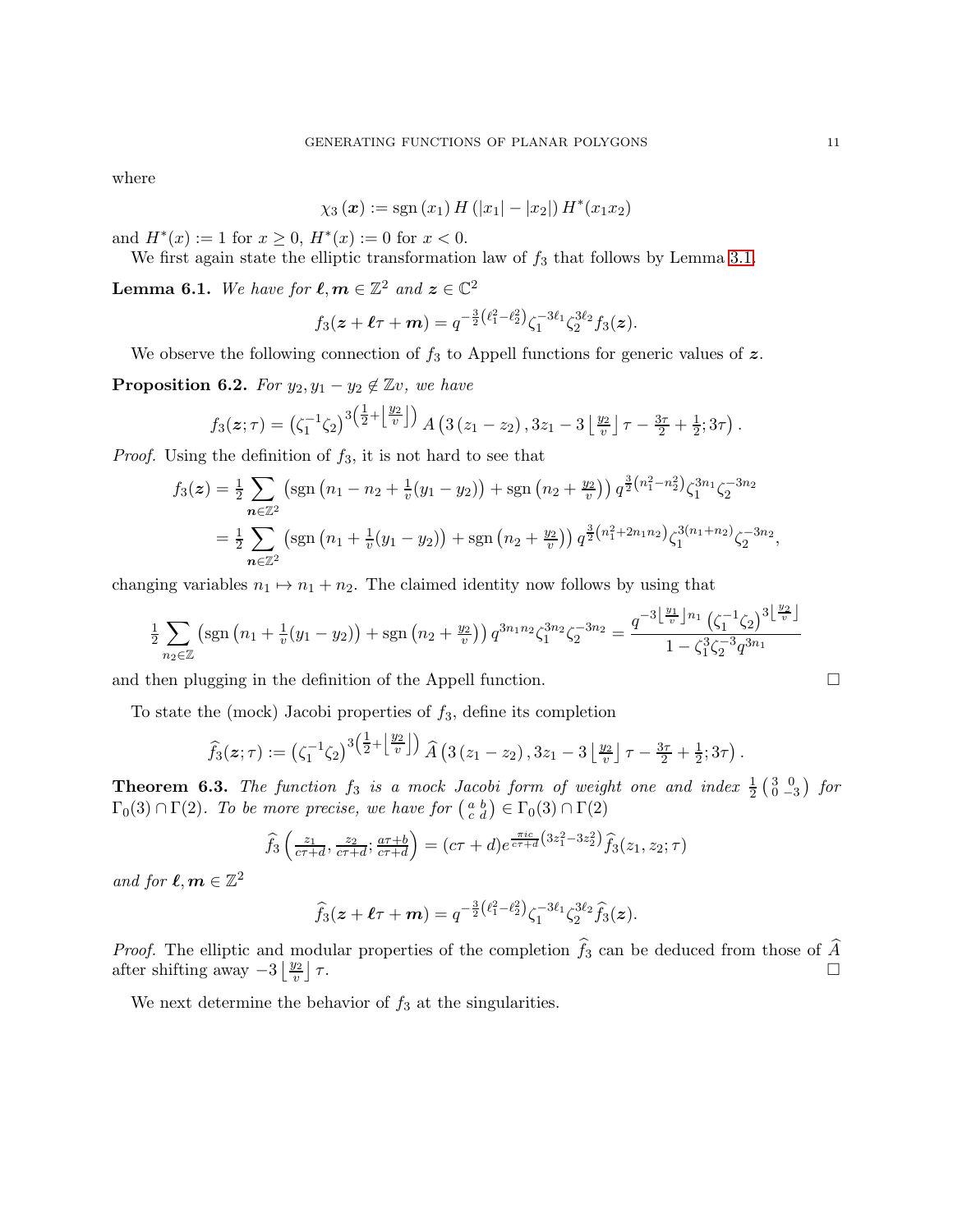where

$$\chi_3(\boldsymbol{x}) := \operatorname{sgn}(x_1)\, H(|x_1| - |x_2|)\, H^*(x_1 x_2)$$

and $H^*(x) := 1$ for $x \geq 0$, $H^*(x) := 0$ for $x < 0$.

We first again state the elliptic transformation law of $f_3$ that follows by Lemma 3.1.

**Lemma 6.1.** *We have for $\boldsymbol{\ell}, \boldsymbol{m} \in \mathbb{Z}^2$ and $\boldsymbol{z} \in \mathbb{C}^2$*

$$f_3(\boldsymbol{z} + \boldsymbol{\ell}\tau + \boldsymbol{m}) = q^{-\frac{3}{2}\left(\ell_1^2 - \ell_2^2\right)} \zeta_1^{-3\ell_1} \zeta_2^{3\ell_2} f_3(\boldsymbol{z}).$$

We observe the following connection of $f_3$ to Appell functions for generic values of $\boldsymbol{z}$.

**Proposition 6.2.** *For $y_2, y_1 - y_2 \notin \mathbb{Z}v$, we have*

$$f_3(\boldsymbol{z};\tau) = \left(\zeta_1^{-1}\zeta_2\right)^{3\left(\frac{1}{2} + \left\lfloor \frac{y_2}{v} \right\rfloor\right)} A\left(3\left(z_1 - z_2\right), 3z_1 - 3\left\lfloor \tfrac{y_2}{v} \right\rfloor \tau - \tfrac{3\tau}{2} + \tfrac{1}{2}; 3\tau\right).$$

*Proof.* Using the definition of $f_3$, it is not hard to see that

$$\begin{aligned}
f_3(\boldsymbol{z}) &= \tfrac{1}{2} \sum_{\boldsymbol{n} \in \mathbb{Z}^2} \left(\operatorname{sgn}\left(n_1 - n_2 + \tfrac{1}{v}(y_1 - y_2)\right) + \operatorname{sgn}\left(n_2 + \tfrac{y_2}{v}\right)\right) q^{\frac{3}{2}\left(n_1^2 - n_2^2\right)} \zeta_1^{3n_1} \zeta_2^{-3n_2} \\
&= \tfrac{1}{2} \sum_{\boldsymbol{n} \in \mathbb{Z}^2} \left(\operatorname{sgn}\left(n_1 + \tfrac{1}{v}(y_1 - y_2)\right) + \operatorname{sgn}\left(n_2 + \tfrac{y_2}{v}\right)\right) q^{\frac{3}{2}\left(n_1^2 + 2n_1 n_2\right)} \zeta_1^{3(n_1 + n_2)} \zeta_2^{-3n_2},
\end{aligned}$$

changing variables $n_1 \mapsto n_1 + n_2$. The claimed identity now follows by using that

$$\tfrac{1}{2} \sum_{n_2 \in \mathbb{Z}} \left(\operatorname{sgn}\left(n_1 + \tfrac{1}{v}(y_1 - y_2)\right) + \operatorname{sgn}\left(n_2 + \tfrac{y_2}{v}\right)\right) q^{3n_1 n_2} \zeta_1^{3n_2} \zeta_2^{-3n_2} = \frac{q^{-3\left\lfloor \frac{y_1}{v} \right\rfloor n_1} \left(\zeta_1^{-1}\zeta_2\right)^{3\left\lfloor \frac{y_2}{v} \right\rfloor}}{1 - \zeta_1^3 \zeta_2^{-3} q^{3n_1}}$$

and then plugging in the definition of the Appell function. $\square$

To state the (mock) Jacobi properties of $f_3$, define its completion

$$\widehat{f}_3(\boldsymbol{z};\tau) := \left(\zeta_1^{-1}\zeta_2\right)^{3\left(\frac{1}{2} + \left\lfloor \frac{y_2}{v} \right\rfloor\right)} \widehat{A}\left(3\left(z_1 - z_2\right), 3z_1 - 3\left\lfloor \tfrac{y_2}{v} \right\rfloor \tau - \tfrac{3\tau}{2} + \tfrac{1}{2}; 3\tau\right).$$

**Theorem 6.3.** *The function $f_3$ is a mock Jacobi form of weight one and index $\frac{1}{2}\left(\begin{smallmatrix} 3 & 0 \\ 0 & -3 \end{smallmatrix}\right)$ for $\Gamma_0(3) \cap \Gamma(2)$. To be more precise, we have for $\left(\begin{smallmatrix} a & b \\ c & d \end{smallmatrix}\right) \in \Gamma_0(3) \cap \Gamma(2)$*

$$\widehat{f}_3\left(\tfrac{z_1}{c\tau + d}, \tfrac{z_2}{c\tau + d}; \tfrac{a\tau + b}{c\tau + d}\right) = (c\tau + d) e^{\frac{\pi i c}{c\tau + d}\left(3z_1^2 - 3z_2^2\right)} \widehat{f}_3(z_1, z_2; \tau)$$

*and for $\boldsymbol{\ell}, \boldsymbol{m} \in \mathbb{Z}^2$*

$$\widehat{f}_3(\boldsymbol{z} + \boldsymbol{\ell}\tau + \boldsymbol{m}) = q^{-\frac{3}{2}\left(\ell_1^2 - \ell_2^2\right)} \zeta_1^{-3\ell_1} \zeta_2^{3\ell_2} \widehat{f}_3(\boldsymbol{z}).$$

*Proof.* The elliptic and modular properties of the completion $\widehat{f}_3$ can be deduced from those of $\widehat{A}$ after shifting away $-3\left\lfloor \frac{y_2}{v} \right\rfloor \tau$. $\square$

We next determine the behavior of $f_3$ at the singularities.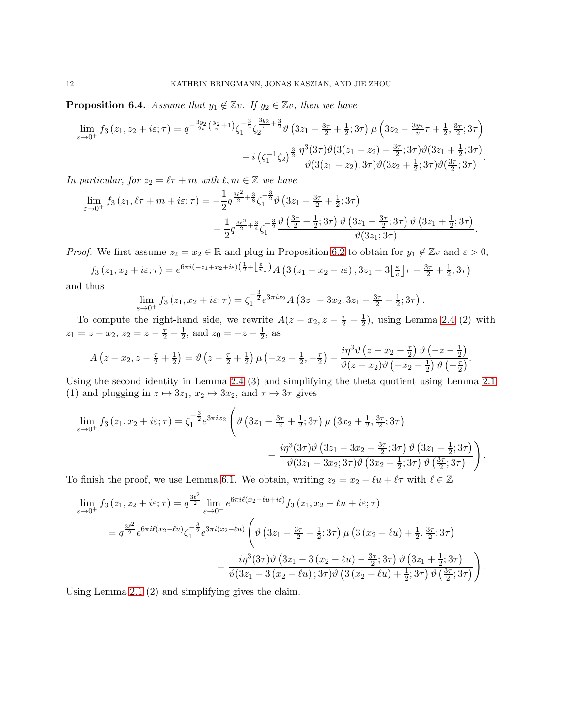**Proposition 6.4.** *Assume that $y_1 \notin \mathbb{Z}v$. If $y_2 \in \mathbb{Z}v$, then we have*

$$\lim_{\varepsilon\to 0^+} f_3\left(z_1, z_2 + i\varepsilon; \tau\right) = q^{-\frac{3y_2}{2v}\left(\frac{y_2}{v}+1\right)}\zeta_1^{-\frac{3}{2}}\zeta_2^{\frac{3y_2}{v}+\frac{3}{2}}\vartheta\left(3z_1 - \tfrac{3\tau}{2} + \tfrac{1}{2}; 3\tau\right)\mu\left(3z_2 - \tfrac{3y_2}{v}\tau + \tfrac{1}{2}, \tfrac{3\tau}{2}; 3\tau\right)$$
$$- i\left(\zeta_1^{-1}\zeta_2\right)^{\frac{3}{2}}\frac{\eta^3(3\tau)\vartheta(3(z_1-z_2) - \frac{3\tau}{2}; 3\tau)\vartheta(3z_1 + \frac{1}{2}; 3\tau)}{\vartheta(3(z_1-z_2); 3\tau)\vartheta(3z_2 + \frac{1}{2}; 3\tau)\vartheta(\frac{3\tau}{2}; 3\tau)}.$$

*In particular, for $z_2 = \ell\tau + m$ with $\ell, m \in \mathbb{Z}$ we have*

$$\lim_{\varepsilon\to 0^+} f_3\left(z_1, \ell\tau + m + i\varepsilon; \tau\right) = -\frac{1}{2}q^{\frac{3\ell^2}{2}+\frac{3}{8}}\zeta_1^{-\frac{3}{2}}\vartheta\left(3z_1 - \tfrac{3\tau}{2} + \tfrac{1}{2}; 3\tau\right)$$
$$- \frac{1}{2}q^{\frac{3\ell^2}{2}+\frac{3}{4}}\zeta_1^{-\frac{3}{2}}\frac{\vartheta\left(\frac{3\tau}{2} - \frac{1}{2}; 3\tau\right)\vartheta\left(3z_1 - \frac{3\tau}{2}; 3\tau\right)\vartheta\left(3z_1 + \frac{1}{2}; 3\tau\right)}{\vartheta(3z_1; 3\tau)}.$$

*Proof.* We first assume $z_2 = x_2 \in \mathbb{R}$ and plug in Proposition 6.2 to obtain for $y_1 \notin \mathbb{Z}v$ and $\varepsilon > 0$,

$$f_3\left(z_1, x_2 + i\varepsilon; \tau\right) = e^{6\pi i(-z_1+x_2+i\varepsilon)\left(\frac{1}{2}+\left\lfloor\frac{\varepsilon}{v}\right\rfloor\right)}A\left(3\left(z_1 - x_2 - i\varepsilon\right), 3z_1 - 3\left\lfloor\tfrac{\varepsilon}{v}\right\rfloor\tau - \tfrac{3\tau}{2} + \tfrac{1}{2}; 3\tau\right)$$

and thus

$$\lim_{\varepsilon\to 0^+} f_3\left(z_1, x_2 + i\varepsilon; \tau\right) = \zeta_1^{-\frac{3}{2}}e^{3\pi i x_2}A\left(3z_1 - 3x_2, 3z_1 - \tfrac{3\tau}{2} + \tfrac{1}{2}; 3\tau\right).$$

To compute the right-hand side, we rewrite $A(z - x_2, z - \frac{\tau}{2} + \frac{1}{2})$, using Lemma 2.4 (2) with $z_1 = z - x_2$, $z_2 = z - \frac{\tau}{2} + \frac{1}{2}$, and $z_0 = -z - \frac{1}{2}$, as

$$A\left(z - x_2, z - \tfrac{\tau}{2} + \tfrac{1}{2}\right) = \vartheta\left(z - \tfrac{\tau}{2} + \tfrac{1}{2}\right)\mu\left(-x_2 - \tfrac{1}{2}, -\tfrac{\tau}{2}\right) - \frac{i\eta^3\vartheta\left(z - x_2 - \frac{\tau}{2}\right)\vartheta\left(-z - \frac{1}{2}\right)}{\vartheta(z - x_2)\vartheta\left(-x_2 - \frac{1}{2}\right)\vartheta\left(-\frac{\tau}{2}\right)}.$$

Using the second identity in Lemma 2.4 (3) and simplifying the theta quotient using Lemma 2.1 (1) and plugging in $z \mapsto 3z_1$, $x_2 \mapsto 3x_2$, and $\tau \mapsto 3\tau$ gives

$$\lim_{\varepsilon\to 0^+} f_3\left(z_1, x_2 + i\varepsilon; \tau\right) = \zeta_1^{-\frac{3}{2}}e^{3\pi i x_2}\Bigg(\vartheta\left(3z_1 - \tfrac{3\tau}{2} + \tfrac{1}{2}; 3\tau\right)\mu\left(3x_2 + \tfrac{1}{2}, \tfrac{3\tau}{2}; 3\tau\right)$$
$$- \frac{i\eta^3(3\tau)\vartheta\left(3z_1 - 3x_2 - \frac{3\tau}{2}; 3\tau\right)\vartheta\left(3z_1 + \frac{1}{2}; 3\tau\right)}{\vartheta(3z_1 - 3x_2; 3\tau)\vartheta\left(3x_2 + \frac{1}{2}; 3\tau\right)\vartheta\left(\frac{3\tau}{2}; 3\tau\right)}\Bigg).$$

To finish the proof, we use Lemma 6.1. We obtain, writing $z_2 = x_2 - \ell u + \ell\tau$ with $\ell \in \mathbb{Z}$

$$\lim_{\varepsilon\to 0^+} f_3\left(z_1, z_2 + i\varepsilon; \tau\right) = q^{\frac{3\ell^2}{2}}\lim_{\varepsilon\to 0^+} e^{6\pi i\ell(x_2 - \ell u + i\varepsilon)}f_3\left(z_1, x_2 - \ell u + i\varepsilon; \tau\right)$$
$$= q^{\frac{3\ell^2}{2}}e^{6\pi i\ell(x_2-\ell u)}\zeta_1^{-\frac{3}{2}}e^{3\pi i(x_2-\ell u)}\Bigg(\vartheta\left(3z_1 - \tfrac{3\tau}{2} + \tfrac{1}{2}; 3\tau\right)\mu\left(3\left(x_2 - \ell u\right) + \tfrac{1}{2}, \tfrac{3\tau}{2}; 3\tau\right)$$
$$- \frac{i\eta^3(3\tau)\vartheta\left(3z_1 - 3\left(x_2 - \ell u\right) - \frac{3\tau}{2}; 3\tau\right)\vartheta\left(3z_1 + \frac{1}{2}; 3\tau\right)}{\vartheta(3z_1 - 3\left(x_2 - \ell u\right); 3\tau)\vartheta\left(3\left(x_2 - \ell u\right) + \frac{1}{2}; 3\tau\right)\vartheta\left(\frac{3\tau}{2}; 3\tau\right)}\Bigg).$$

Using Lemma 2.1 (2) and simplifying gives the claim.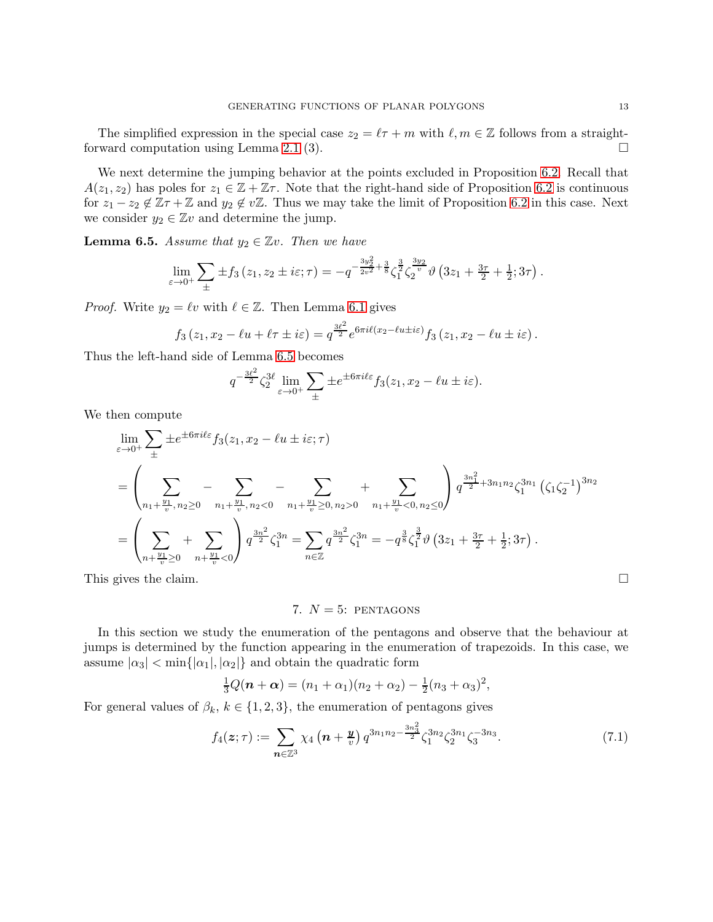The simplified expression in the special case $z_2 = \ell\tau + m$ with $\ell, m \in \mathbb{Z}$ follows from a straightforward computation using Lemma 2.1 (3). □

We next determine the jumping behavior at the points excluded in Proposition 6.2. Recall that $A(z_1, z_2)$ has poles for $z_1 \in \mathbb{Z} + \mathbb{Z}\tau$. Note that the right-hand side of Proposition 6.2 is continuous for $z_1 - z_2 \notin \mathbb{Z}\tau + \mathbb{Z}$ and $y_2 \notin v\mathbb{Z}$. Thus we may take the limit of Proposition 6.2 in this case. Next we consider $y_2 \in \mathbb{Z}v$ and determine the jump.

**Lemma 6.5.** *Assume that $y_2 \in \mathbb{Z}v$. Then we have*

$$\lim_{\varepsilon \to 0^+} \sum_{\pm} \pm f_3\left(z_1, z_2 \pm i\varepsilon; \tau\right) = -q^{-\frac{3y_2^2}{2v^2} + \frac{3}{8}} \zeta_1^{\frac{3}{2}} \zeta_2^{\frac{3y_2}{v}} \vartheta\left(3z_1 + \tfrac{3\tau}{2} + \tfrac{1}{2}; 3\tau\right).$$

*Proof.* Write $y_2 = \ell v$ with $\ell \in \mathbb{Z}$. Then Lemma 6.1 gives

$$f_3\left(z_1, x_2 - \ell u + \ell\tau \pm i\varepsilon\right) = q^{\frac{3\ell^2}{2}} e^{6\pi i \ell (x_2 - \ell u \pm i\varepsilon)} f_3\left(z_1, x_2 - \ell u \pm i\varepsilon\right).$$

Thus the left-hand side of Lemma 6.5 becomes

$$q^{-\frac{3\ell^2}{2}} \zeta_2^{3\ell} \lim_{\varepsilon \to 0^+} \sum_{\pm} \pm e^{\pm 6\pi i \ell \varepsilon} f_3(z_1, x_2 - \ell u \pm i\varepsilon).$$

We then compute

$$\begin{aligned}
&\lim_{\varepsilon \to 0^+} \sum_{\pm} \pm e^{\pm 6\pi i \ell \varepsilon} f_3(z_1, x_2 - \ell u \pm i\varepsilon; \tau) \\
&= \left( \sum_{n_1 + \frac{y_1}{v}, n_2 \geq 0} - \sum_{n_1 + \frac{y_1}{v}, n_2 < 0} - \sum_{n_1 + \frac{y_1}{v} \geq 0, n_2 > 0} + \sum_{n_1 + \frac{y_1}{v} < 0, n_2 \leq 0} \right) q^{\frac{3n_1^2}{2} + 3n_1 n_2} \zeta_1^{3n_1} \left(\zeta_1 \zeta_2^{-1}\right)^{3n_2} \\
&= \left( \sum_{n + \frac{y_1}{v} \geq 0} + \sum_{n + \frac{y_1}{v} < 0} \right) q^{\frac{3n^2}{2}} \zeta_1^{3n} = \sum_{n \in \mathbb{Z}} q^{\frac{3n^2}{2}} \zeta_1^{3n} = -q^{\frac{3}{8}} \zeta_1^{\frac{3}{2}} \vartheta\left(3z_1 + \tfrac{3\tau}{2} + \tfrac{1}{2}; 3\tau\right).
\end{aligned}$$

This gives the claim. □

## 7. $N = 5$: pentagons

In this section we study the enumeration of the pentagons and observe that the behaviour at jumps is determined by the function appearing in the enumeration of trapezoids. In this case, we assume $|\alpha_3| < \min\{|\alpha_1|, |\alpha_2|\}$ and obtain the quadratic form

$$\tfrac{1}{3} Q(\boldsymbol{n} + \boldsymbol{\alpha}) = (n_1 + \alpha_1)(n_2 + \alpha_2) - \tfrac{1}{2}(n_3 + \alpha_3)^2,$$

For general values of $\beta_k$, $k \in \{1, 2, 3\}$, the enumeration of pentagons gives

$$f_4(\boldsymbol{z}; \tau) := \sum_{\boldsymbol{n} \in \mathbb{Z}^3} \chi_4\left(\boldsymbol{n} + \tfrac{\boldsymbol{y}}{v}\right) q^{3n_1 n_2 - \frac{3n_3^2}{2}} \zeta_1^{3n_2} \zeta_2^{3n_1} \zeta_3^{-3n_3}. \tag{7.1}$$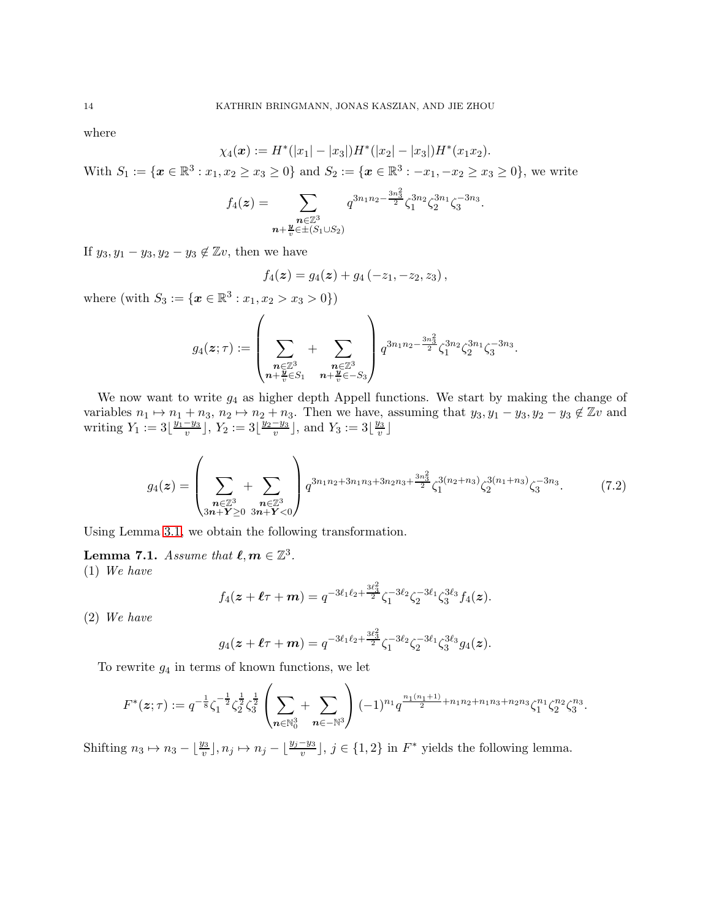where

$$\chi_4(\boldsymbol{x}) := H^*(|x_1| - |x_3|)H^*(|x_2| - |x_3|)H^*(x_1x_2).$$

With $S_1 := \{\boldsymbol{x} \in \mathbb{R}^3 : x_1, x_2 \geq x_3 \geq 0\}$ and $S_2 := \{\boldsymbol{x} \in \mathbb{R}^3 : -x_1, -x_2 \geq x_3 \geq 0\}$, we write

$$f_4(\boldsymbol{z}) = \sum_{\substack{\boldsymbol{n}\in\mathbb{Z}^3 \\ \boldsymbol{n}+\frac{\boldsymbol{y}}{v}\in\pm(S_1\cup S_2)}} q^{3n_1n_2 - \frac{3n_3^2}{2}} \zeta_1^{3n_2}\zeta_2^{3n_1}\zeta_3^{-3n_3}.$$

If $y_3, y_1 - y_3, y_2 - y_3 \notin \mathbb{Z}v$, then we have

$$f_4(\boldsymbol{z}) = g_4(\boldsymbol{z}) + g_4\left(-z_1, -z_2, z_3\right),$$

where (with $S_3 := \{\boldsymbol{x} \in \mathbb{R}^3 : x_1, x_2 > x_3 > 0\}$)

$$g_4(\boldsymbol{z};\tau) := \left(\sum_{\substack{\boldsymbol{n}\in\mathbb{Z}^3 \\ \boldsymbol{n}+\frac{\boldsymbol{y}}{v}\in S_1}} + \sum_{\substack{\boldsymbol{n}\in\mathbb{Z}^3 \\ \boldsymbol{n}+\frac{\boldsymbol{y}}{v}\in -S_3}}\right) q^{3n_1n_2 - \frac{3n_3^2}{2}} \zeta_1^{3n_2}\zeta_2^{3n_1}\zeta_3^{-3n_3}.$$

We now want to write $g_4$ as higher depth Appell functions. We start by making the change of variables $n_1 \mapsto n_1 + n_3$, $n_2 \mapsto n_2 + n_3$. Then we have, assuming that $y_3, y_1 - y_3, y_2 - y_3 \notin \mathbb{Z}v$ and writing $Y_1 := 3\lfloor \frac{y_1-y_3}{v} \rfloor$, $Y_2 := 3\lfloor \frac{y_2-y_3}{v} \rfloor$, and $Y_3 := 3\lfloor \frac{y_3}{v} \rfloor$

$$g_4(\boldsymbol{z}) = \left(\sum_{\substack{\boldsymbol{n}\in\mathbb{Z}^3 \\ 3\boldsymbol{n}+\boldsymbol{Y}\geq 0}} + \sum_{\substack{\boldsymbol{n}\in\mathbb{Z}^3 \\ 3\boldsymbol{n}+\boldsymbol{Y}<0}}\right) q^{3n_1n_2+3n_1n_3+3n_2n_3+\frac{3n_3^2}{2}} \zeta_1^{3(n_2+n_3)}\zeta_2^{3(n_1+n_3)}\zeta_3^{-3n_3}. \tag{7.2}$$

Using Lemma 3.1, we obtain the following transformation.

**Lemma 7.1.** *Assume that $\boldsymbol{\ell}, \boldsymbol{m} \in \mathbb{Z}^3$.*

(1) *We have*

$$f_4(\boldsymbol{z} + \boldsymbol{\ell}\tau + \boldsymbol{m}) = q^{-3\ell_1\ell_2 + \frac{3\ell_3^2}{2}} \zeta_1^{-3\ell_2}\zeta_2^{-3\ell_1}\zeta_3^{3\ell_3} f_4(\boldsymbol{z}).$$

(2) *We have*

$$g_4(\boldsymbol{z} + \boldsymbol{\ell}\tau + \boldsymbol{m}) = q^{-3\ell_1\ell_2 + \frac{3\ell_3^2}{2}} \zeta_1^{-3\ell_2}\zeta_2^{-3\ell_1}\zeta_3^{3\ell_3} g_4(\boldsymbol{z}).$$

To rewrite $g_4$ in terms of known functions, we let

$$F^*(\boldsymbol{z};\tau) := q^{-\frac{1}{8}}\zeta_1^{-\frac{1}{2}}\zeta_2^{\frac{1}{2}}\zeta_3^{\frac{1}{2}} \left(\sum_{\boldsymbol{n}\in\mathbb{N}_0^3} + \sum_{\boldsymbol{n}\in-\mathbb{N}^3}\right) (-1)^{n_1} q^{\frac{n_1(n_1+1)}{2}+n_1n_2+n_1n_3+n_2n_3} \zeta_1^{n_1}\zeta_2^{n_2}\zeta_3^{n_3}.$$

Shifting $n_3 \mapsto n_3 - \lfloor \frac{y_3}{v} \rfloor$, $n_j \mapsto n_j - \lfloor \frac{y_j - y_3}{v} \rfloor$, $j \in \{1, 2\}$ in $F^*$ yields the following lemma.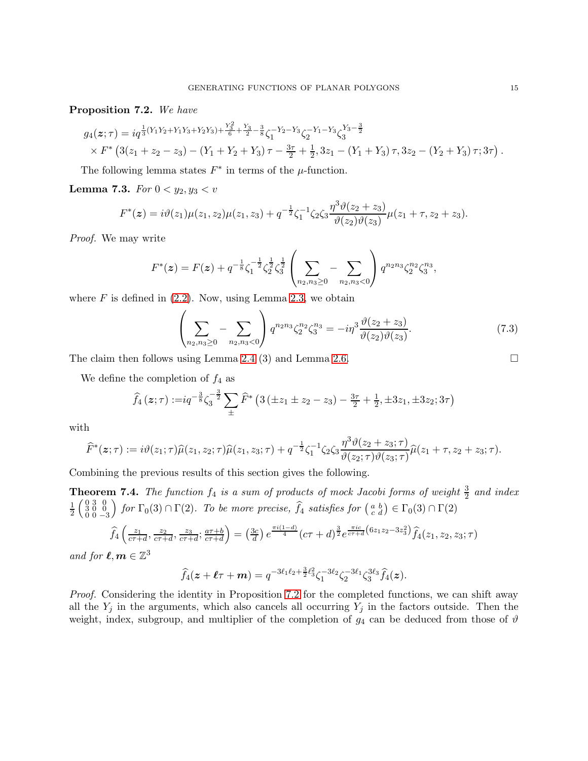**Proposition 7.2.** *We have*

$$g_4(\boldsymbol{z};\tau) = iq^{\frac{1}{3}(Y_1Y_2+Y_1Y_3+Y_2Y_3)+\frac{Y_3^2}{6}+\frac{Y_3}{2}-\frac{3}{8}}\zeta_1^{-Y_2-Y_3}\zeta_2^{-Y_1-Y_3}\zeta_3^{Y_3-\frac{3}{2}}$$
$$\times F^*\left(3(z_1+z_2-z_3)-(Y_1+Y_2+Y_3)\tau-\tfrac{3\tau}{2}+\tfrac{1}{2}, 3z_1-(Y_1+Y_3)\tau, 3z_2-(Y_2+Y_3)\tau; 3\tau\right).$$

The following lemma states $F^*$ in terms of the $\mu$-function.

**Lemma 7.3.** *For $0 < y_2, y_3 < v$*

$$F^*(\boldsymbol{z}) = i\vartheta(z_1)\mu(z_1,z_2)\mu(z_1,z_3) + q^{-\frac{1}{2}}\zeta_1^{-1}\zeta_2\zeta_3\frac{\eta^3\vartheta(z_2+z_3)}{\vartheta(z_2)\vartheta(z_3)}\mu(z_1+\tau, z_2+z_3).$$

*Proof.* We may write

$$F^*(\boldsymbol{z}) = F(\boldsymbol{z}) + q^{-\frac{1}{8}}\zeta_1^{-\frac{1}{2}}\zeta_2^{\frac{1}{2}}\zeta_3^{\frac{1}{2}}\left(\sum_{n_2,n_3\geq 0} - \sum_{n_2,n_3<0}\right)q^{n_2n_3}\zeta_2^{n_2}\zeta_3^{n_3},$$

where $F$ is defined in (2.2). Now, using Lemma 2.3, we obtain

$$\left(\sum_{n_2,n_3\geq 0} - \sum_{n_2,n_3<0}\right)q^{n_2n_3}\zeta_2^{n_2}\zeta_3^{n_3} = -i\eta^3\frac{\vartheta(z_2+z_3)}{\vartheta(z_2)\vartheta(z_3)}. \tag{7.3}$$

The claim then follows using Lemma 2.4 (3) and Lemma 2.6. $\square$

We define the completion of $f_4$ as

$$\widehat{f}_4(\boldsymbol{z};\tau) := iq^{-\frac{3}{8}}\zeta_3^{-\frac{3}{2}}\sum_{\pm}\widehat{F}^*\left(3(\pm z_1 \pm z_2 - z_3) - \tfrac{3\tau}{2}+\tfrac{1}{2}, \pm 3z_1, \pm 3z_2; 3\tau\right)$$

with

$$\widehat{F}^*(\boldsymbol{z};\tau) := i\vartheta(z_1;\tau)\widehat{\mu}(z_1,z_2;\tau)\widehat{\mu}(z_1,z_3;\tau) + q^{-\frac{1}{2}}\zeta_1^{-1}\zeta_2\zeta_3\frac{\eta^3\vartheta(z_2+z_3;\tau)}{\vartheta(z_2;\tau)\vartheta(z_3;\tau)}\widehat{\mu}(z_1+\tau, z_2+z_3;\tau).$$

Combining the previous results of this section gives the following.

**Theorem 7.4.** *The function $f_4$ is a sum of products of mock Jacobi forms of weight $\frac{3}{2}$ and index $\frac{1}{2}\left(\begin{smallmatrix} 0 & 3 & 0 \\ 3 & 0 & 0 \\ 0 & 0 & -3 \end{smallmatrix}\right)$ for $\Gamma_0(3)\cap\Gamma(2)$. To be more precise, $\widehat{f}_4$ satisfies for $\left(\begin{smallmatrix} a & b \\ c & d \end{smallmatrix}\right) \in \Gamma_0(3)\cap\Gamma(2)$*

$$\widehat{f}_4\left(\tfrac{z_1}{c\tau+d}, \tfrac{z_2}{c\tau+d}, \tfrac{z_3}{c\tau+d}; \tfrac{a\tau+b}{c\tau+d}\right) = \left(\tfrac{3c}{d}\right)e^{\frac{\pi i(1-d)}{4}}(c\tau+d)^{\frac{3}{2}}e^{\frac{\pi i c}{c\tau+d}\left(6z_1z_2-3z_3^2\right)}\widehat{f}_4(z_1,z_2,z_3;\tau)$$

*and for $\boldsymbol{\ell},\boldsymbol{m}\in\mathbb{Z}^3$*

$$\widehat{f}_4(\boldsymbol{z}+\boldsymbol{\ell}\tau+\boldsymbol{m}) = q^{-3\ell_1\ell_2+\frac{3}{2}\ell_3^2}\zeta_1^{-3\ell_2}\zeta_2^{-3\ell_1}\zeta_3^{3\ell_3}\widehat{f}_4(\boldsymbol{z}).$$

*Proof.* Considering the identity in Proposition 7.2 for the completed functions, we can shift away all the $Y_j$ in the arguments, which also cancels all occurring $Y_j$ in the factors outside. Then the weight, index, subgroup, and multiplier of the completion of $g_4$ can be deduced from those of $\vartheta$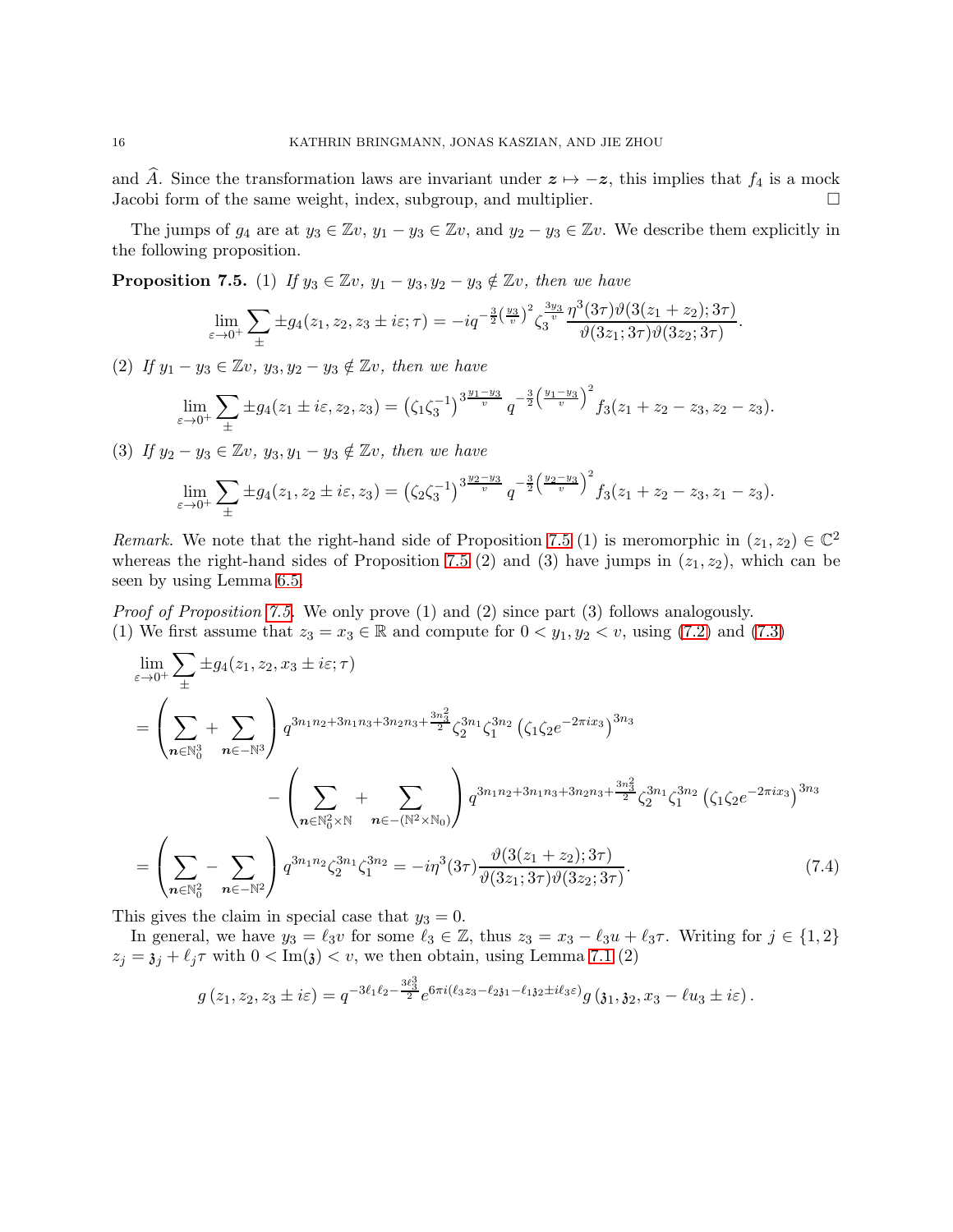and $\widehat{A}$. Since the transformation laws are invariant under $\boldsymbol{z} \mapsto -\boldsymbol{z}$, this implies that $f_4$ is a mock Jacobi form of the same weight, index, subgroup, and multiplier. $\square$

The jumps of $g_4$ are at $y_3 \in \mathbb{Z}v$, $y_1 - y_3 \in \mathbb{Z}v$, and $y_2 - y_3 \in \mathbb{Z}v$. We describe them explicitly in the following proposition.

**Proposition 7.5.** (1) *If $y_3 \in \mathbb{Z}v$, $y_1 - y_3, y_2 - y_3 \notin \mathbb{Z}v$, then we have*

$$\lim_{\varepsilon \to 0^+} \sum_{\pm} \pm g_4(z_1, z_2, z_3 \pm i\varepsilon; \tau) = -iq^{-\frac{3}{2}\left(\frac{y_3}{v}\right)^2} \zeta_3^{\frac{3y_3}{v}} \frac{\eta^3(3\tau)\vartheta(3(z_1+z_2); 3\tau)}{\vartheta(3z_1; 3\tau)\vartheta(3z_2; 3\tau)}.$$

(2) *If $y_1 - y_3 \in \mathbb{Z}v$, $y_3, y_2 - y_3 \notin \mathbb{Z}v$, then we have*

$$\lim_{\varepsilon \to 0^+} \sum_{\pm} \pm g_4(z_1 \pm i\varepsilon, z_2, z_3) = \left(\zeta_1\zeta_3^{-1}\right)^{3\frac{y_1 - y_3}{v}} q^{-\frac{3}{2}\left(\frac{y_1-y_3}{v}\right)^2} f_3(z_1 + z_2 - z_3, z_2 - z_3).$$

(3) *If $y_2 - y_3 \in \mathbb{Z}v$, $y_3, y_1 - y_3 \notin \mathbb{Z}v$, then we have*

$$\lim_{\varepsilon \to 0^+} \sum_{\pm} \pm g_4(z_1, z_2 \pm i\varepsilon, z_3) = \left(\zeta_2\zeta_3^{-1}\right)^{3\frac{y_2 - y_3}{v}} q^{-\frac{3}{2}\left(\frac{y_2-y_3}{v}\right)^2} f_3(z_1 + z_2 - z_3, z_1 - z_3).$$

*Remark.* We note that the right-hand side of Proposition 7.5 (1) is meromorphic in $(z_1, z_2) \in \mathbb{C}^2$ whereas the right-hand sides of Proposition 7.5 (2) and (3) have jumps in $(z_1, z_2)$, which can be seen by using Lemma 6.5.

*Proof of Proposition 7.5.* We only prove (1) and (2) since part (3) follows analogously.
(1) We first assume that $z_3 = x_3 \in \mathbb{R}$ and compute for $0 < y_1, y_2 < v$, using (7.2) and (7.3)

$$\begin{aligned}
&\lim_{\varepsilon \to 0^+} \sum_{\pm} \pm g_4(z_1, z_2, x_3 \pm i\varepsilon; \tau) \\
&= \left(\sum_{\boldsymbol{n} \in \mathbb{N}_0^3} + \sum_{\boldsymbol{n} \in -\mathbb{N}^3}\right) q^{3n_1n_2 + 3n_1n_3 + 3n_2n_3 + \frac{3n_3^2}{2}} \zeta_2^{3n_1} \zeta_1^{3n_2} \left(\zeta_1\zeta_2 e^{-2\pi i x_3}\right)^{3n_3} \\
&\qquad - \left(\sum_{\boldsymbol{n} \in \mathbb{N}_0^2 \times \mathbb{N}} + \sum_{\boldsymbol{n} \in -(\mathbb{N}^2 \times \mathbb{N}_0)}\right) q^{3n_1n_2 + 3n_1n_3 + 3n_2n_3 + \frac{3n_3^2}{2}} \zeta_2^{3n_1} \zeta_1^{3n_2} \left(\zeta_1\zeta_2 e^{-2\pi i x_3}\right)^{3n_3} \\
&= \left(\sum_{\boldsymbol{n} \in \mathbb{N}_0^2} - \sum_{\boldsymbol{n} \in -\mathbb{N}^2}\right) q^{3n_1n_2} \zeta_2^{3n_1} \zeta_1^{3n_2} = -i\eta^3(3\tau) \frac{\vartheta(3(z_1+z_2); 3\tau)}{\vartheta(3z_1; 3\tau)\vartheta(3z_2; 3\tau)}. \qquad (7.4)
\end{aligned}$$

This gives the claim in special case that $y_3 = 0$.

In general, we have $y_3 = \ell_3 v$ for some $\ell_3 \in \mathbb{Z}$, thus $z_3 = x_3 - \ell_3 u + \ell_3\tau$. Writing for $j \in \{1, 2\}$ $z_j = \mathfrak{z}_j + \ell_j\tau$ with $0 < \mathrm{Im}(\mathfrak{z}) < v$, we then obtain, using Lemma 7.1 (2)

$$g\left(z_1, z_2, z_3 \pm i\varepsilon\right) = q^{-3\ell_1\ell_2 - \frac{3\ell_3^3}{2}} e^{6\pi i(\ell_3 z_3 - \ell_2\mathfrak{z}_1 - \ell_1\mathfrak{z}_2 \pm i\ell_3\varepsilon)} g\left(\mathfrak{z}_1, \mathfrak{z}_2, x_3 - \ell u_3 \pm i\varepsilon\right).$$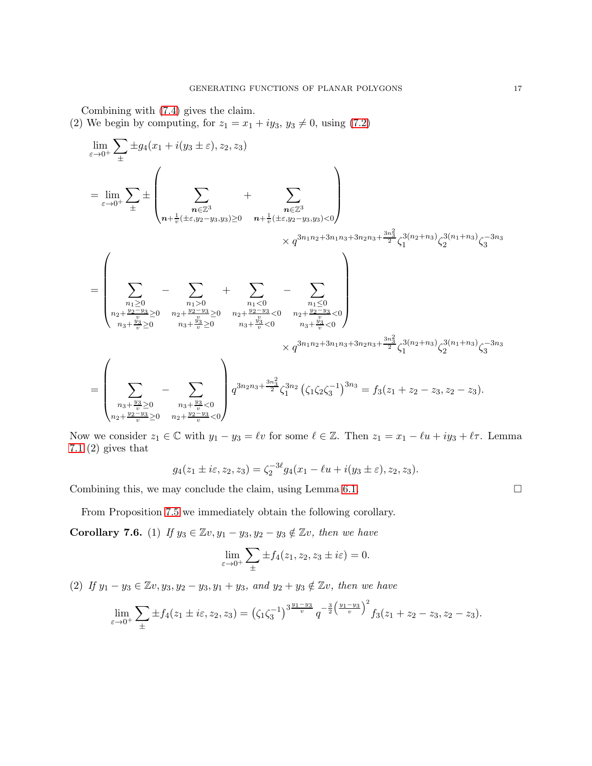Combining with (7.4) gives the claim.

(2) We begin by computing, for $z_1 = x_1 + iy_3$, $y_3 \neq 0$, using (7.2)

$$
\begin{aligned}
&\lim_{\varepsilon\to 0^+} \sum_{\pm} \pm g_4(x_1 + i(y_3 \pm \varepsilon), z_2, z_3) \\
&= \lim_{\varepsilon\to 0^+} \sum_{\pm} \pm \left( \sum_{\substack{\boldsymbol{n}\in\mathbb{Z}^3 \\ \boldsymbol{n}+\frac{1}{v}(\pm\varepsilon, y_2-y_3, y_3)\geq 0}} + \sum_{\substack{\boldsymbol{n}\in\mathbb{Z}^3 \\ \boldsymbol{n}+\frac{1}{v}(\pm\varepsilon, y_2-y_3, y_3)<0}} \right) \\
&\qquad\qquad\qquad\qquad \times q^{3n_1n_2+3n_1n_3+3n_2n_3+\frac{3n_3^2}{2}} \zeta_1^{3(n_2+n_3)} \zeta_2^{3(n_1+n_3)} \zeta_3^{-3n_3} \\
&= \left( \sum_{\substack{n_1\geq 0 \\ n_2+\frac{y_2-y_3}{v}\geq 0 \\ n_3+\frac{y_3}{v}\geq 0}} - \sum_{\substack{n_1>0 \\ n_2+\frac{y_2-y_3}{v}\geq 0 \\ n_3+\frac{y_3}{v}\geq 0}} + \sum_{\substack{n_1<0 \\ n_2+\frac{y_2-y_3}{v}<0 \\ n_3+\frac{y_3}{v}<0}} - \sum_{\substack{n_1\leq 0 \\ n_2+\frac{y_2-y_3}{v}<0 \\ n_3+\frac{y_3}{v}<0}} \right) \\
&\qquad\qquad\qquad\qquad \times q^{3n_1n_2+3n_1n_3+3n_2n_3+\frac{3n_3^2}{2}} \zeta_1^{3(n_2+n_3)} \zeta_2^{3(n_1+n_3)} \zeta_3^{-3n_3} \\
&= \left( \sum_{\substack{n_3+\frac{y_3}{v}\geq 0 \\ n_2+\frac{y_2-y_3}{v}\geq 0}} - \sum_{\substack{n_3+\frac{y_3}{v}<0 \\ n_2+\frac{y_2-y_3}{v}<0}} \right) q^{3n_2n_3+\frac{3n_3^2}{2}} \zeta_1^{3n_2} \left(\zeta_1\zeta_2\zeta_3^{-1}\right)^{3n_3} = f_3(z_1+z_2-z_3, z_2-z_3).
\end{aligned}
$$

Now we consider $z_1 \in \mathbb{C}$ with $y_1 - y_3 = \ell v$ for some $\ell \in \mathbb{Z}$. Then $z_1 = x_1 - \ell u + iy_3 + \ell\tau$. Lemma 7.1 (2) gives that

$$
g_4(z_1 \pm i\varepsilon, z_2, z_3) = \zeta_2^{-3\ell} g_4(x_1 - \ell u + i(y_3 \pm \varepsilon), z_2, z_3).
$$

Combining this, we may conclude the claim, using Lemma 6.1. $\square$

From Proposition 7.5 we immediately obtain the following corollary.

**Corollary 7.6.** (1) *If $y_3 \in \mathbb{Z}v, y_1 - y_3, y_2 - y_3 \notin \mathbb{Z}v$, then we have*

$$
\lim_{\varepsilon\to 0^+} \sum_{\pm} \pm f_4(z_1, z_2, z_3 \pm i\varepsilon) = 0.
$$

(2) *If $y_1 - y_3 \in \mathbb{Z}v, y_3, y_2 - y_3, y_1 + y_3,$ and $y_2 + y_3 \notin \mathbb{Z}v$, then we have*

$$
\lim_{\varepsilon\to 0^+} \sum_{\pm} \pm f_4(z_1 \pm i\varepsilon, z_2, z_3) = \left(\zeta_1\zeta_3^{-1}\right)^{3\frac{y_1-y_3}{v}} q^{-\frac{3}{2}\left(\frac{y_1-y_3}{v}\right)^2} f_3(z_1+z_2-z_3, z_2-z_3).
$$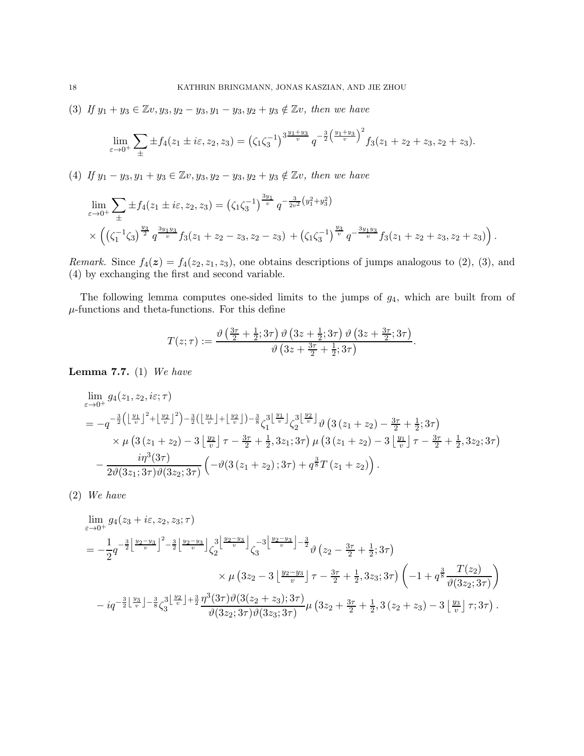(3) *If $y_1+y_3 \in \mathbb{Z}v, y_3, y_2-y_3, y_1-y_3, y_2+y_3 \notin \mathbb{Z}v$, then we have*

$$\lim_{\varepsilon\to 0^+} \sum_{\pm} \pm f_4(z_1 \pm i\varepsilon, z_2, z_3) = \left(\zeta_1\zeta_3^{-1}\right)^{3\frac{y_1+y_3}{v}} q^{-\frac{3}{2}\left(\frac{y_1+y_3}{v}\right)^2} f_3(z_1+z_2+z_3, z_2+z_3).$$

(4) *If $y_1-y_3, y_1+y_3 \in \mathbb{Z}v, y_3, y_2-y_3, y_2+y_3 \notin \mathbb{Z}v$, then we have*

$$\lim_{\varepsilon\to 0^+} \sum_{\pm} \pm f_4(z_1 \pm i\varepsilon, z_2, z_3) = \left(\zeta_1\zeta_3^{-1}\right)^{\frac{3y_1}{v}} q^{-\frac{3}{2v^2}\left(y_1^2+y_3^2\right)}$$
$$\times \left( \left(\zeta_1^{-1}\zeta_3\right)^{\frac{y_3}{2}} q^{\frac{3y_1y_3}{v}} f_3(z_1+z_2-z_3, z_2-z_3) + \left(\zeta_1\zeta_3^{-1}\right)^{\frac{y_3}{v}} q^{-\frac{3y_1y_3}{v}} f_3(z_1+z_2+z_3, z_2+z_3) \right).$$

*Remark.* Since $f_4(\boldsymbol{z}) = f_4(z_2, z_1, z_3)$, one obtains descriptions of jumps analogous to (2), (3), and (4) by exchanging the first and second variable.

The following lemma computes one-sided limits to the jumps of $g_4$, which are built from of $\mu$-functions and theta-functions. For this define

$$T(z;\tau) := \frac{\vartheta\left(\frac{3\tau}{2}+\frac{1}{2}; 3\tau\right)\vartheta\left(3z+\frac{1}{2}; 3\tau\right)\vartheta\left(3z+\frac{3\tau}{2}; 3\tau\right)}{\vartheta\left(3z+\frac{3\tau}{2}+\frac{1}{2}; 3\tau\right)}.$$

**Lemma 7.7.** (1) *We have*

$$\begin{aligned}
&\lim_{\varepsilon\to 0^+} g_4(z_1, z_2, i\varepsilon; \tau) \\
&= -q^{-\frac{3}{2}\left(\left\lfloor \frac{y_1}{v}\right\rfloor^2 + \left\lfloor \frac{y_2}{v}\right\rfloor^2\right) - \frac{3}{2}\left(\left\lfloor \frac{y_1}{v}\right\rfloor + \left\lfloor \frac{y_2}{v}\right\rfloor\right) - \frac{3}{8}} \zeta_1^{3\left\lfloor \frac{y_1}{v}\right\rfloor} \zeta_2^{3\left\lfloor \frac{y_2}{v}\right\rfloor} \vartheta\left(3\left(z_1+z_2\right) - \frac{3\tau}{2} + \frac{1}{2}; 3\tau\right) \\
&\quad \times \mu\left(3\left(z_1+z_2\right) - 3\left\lfloor \frac{y_2}{v}\right\rfloor\tau - \frac{3\tau}{2} + \frac{1}{2}, 3z_1; 3\tau\right) \mu\left(3\left(z_1+z_2\right) - 3\left\lfloor \frac{y_1}{v}\right\rfloor\tau - \frac{3\tau}{2} + \frac{1}{2}, 3z_2; 3\tau\right) \\
&\quad - \frac{i\eta^3(3\tau)}{2\vartheta(3z_1; 3\tau)\vartheta(3z_2; 3\tau)} \left( -\vartheta(3\left(z_1+z_2\right); 3\tau) + q^{\frac{3}{8}} T\left(z_1+z_2\right) \right).
\end{aligned}$$

(2) *We have*

$$\begin{aligned}
&\lim_{\varepsilon\to 0^+} g_4(z_3 + i\varepsilon, z_2, z_3; \tau) \\
&= -\frac{1}{2} q^{-\frac{3}{2}\left\lfloor \frac{y_2-y_3}{v}\right\rfloor^2 - \frac{3}{2}\left\lfloor \frac{y_2-y_3}{v}\right\rfloor} \zeta_2^{3\left\lfloor \frac{y_2-y_3}{v}\right\rfloor} \zeta_3^{-3\left\lfloor \frac{y_2-y_3}{v}\right\rfloor - \frac{3}{2}} \vartheta\left(z_2 - \frac{3\tau}{2} + \frac{1}{2}; 3\tau\right) \\
&\qquad \times \mu\left(3z_2 - 3\left\lfloor \frac{y_2-y_3}{v}\right\rfloor\tau - \frac{3\tau}{2} + \frac{1}{2}, 3z_3; 3\tau\right) \left( -1 + q^{\frac{3}{8}} \frac{T(z_2)}{\vartheta(3z_2; 3\tau)} \right) \\
&\quad - i q^{-\frac{3}{2}\left\lfloor \frac{y_3}{v}\right\rfloor - \frac{3}{8}} \zeta_3^{3\left\lfloor \frac{y_2}{v}\right\rfloor + \frac{3}{2}} \frac{\eta^3(3\tau)\vartheta(3(z_2+z_3); 3\tau)}{\vartheta(3z_2; 3\tau)\vartheta(3z_3; 3\tau)} \mu\left(3z_2 + \frac{3\tau}{2} + \frac{1}{2}, 3\left(z_2+z_3\right) - 3\left\lfloor \frac{y_3}{v}\right\rfloor\tau; 3\tau\right).
\end{aligned}$$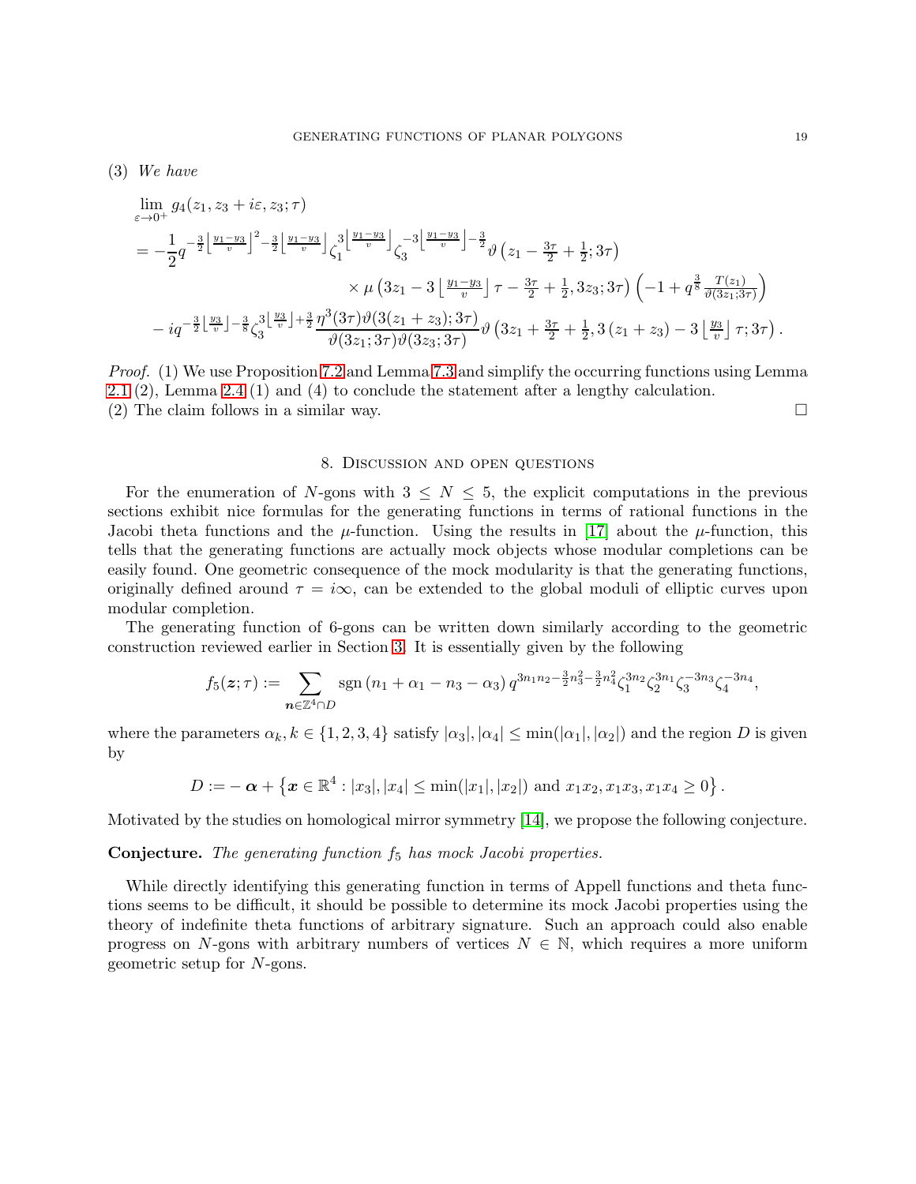(3) *We have*

$$
\begin{aligned}
&\lim_{\varepsilon\to 0^+} g_4(z_1, z_3+i\varepsilon, z_3;\tau)\\
&= -\frac{1}{2} q^{-\frac{3}{2}\left\lfloor \frac{y_1-y_3}{v}\right\rfloor^2-\frac{3}{2}\left\lfloor \frac{y_1-y_3}{v}\right\rfloor} \zeta_1^{3\left\lfloor \frac{y_1-y_3}{v}\right\rfloor} \zeta_3^{-3\left\lfloor \frac{y_1-y_3}{v}\right\rfloor-\frac{3}{2}} \vartheta\left(z_1-\tfrac{3\tau}{2}+\tfrac{1}{2};3\tau\right)\\
&\qquad\qquad \times \mu\left(3z_1-3\left\lfloor \tfrac{y_1-y_3}{v}\right\rfloor\tau-\tfrac{3\tau}{2}+\tfrac{1}{2},3z_3;3\tau\right)\left(-1+q^{\frac{3}{8}}\frac{T(z_1)}{\vartheta(3z_1;3\tau)}\right)\\
&\quad - i q^{-\frac{3}{2}\left\lfloor \frac{y_3}{v}\right\rfloor-\frac{3}{8}} \zeta_3^{3\left\lfloor \frac{y_3}{v}\right\rfloor+\frac{3}{2}} \frac{\eta^3(3\tau)\vartheta(3(z_1+z_3);3\tau)}{\vartheta(3z_1;3\tau)\vartheta(3z_3;3\tau)} \vartheta\left(3z_1+\tfrac{3\tau}{2}+\tfrac{1}{2},3\left(z_1+z_3\right)-3\left\lfloor \tfrac{y_3}{v}\right\rfloor\tau;3\tau\right).
\end{aligned}
$$

*Proof.* (1) We use Proposition 7.2 and Lemma 7.3 and simplify the occurring functions using Lemma 2.1 (2), Lemma 2.4 (1) and (4) to conclude the statement after a lengthy calculation.
(2) The claim follows in a similar way. □

## 8. Discussion and open questions

For the enumeration of $N$-gons with $3 \le N \le 5$, the explicit computations in the previous sections exhibit nice formulas for the generating functions in terms of rational functions in the Jacobi theta functions and the $\mu$-function. Using the results in [17] about the $\mu$-function, this tells that the generating functions are actually mock objects whose modular completions can be easily found. One geometric consequence of the mock modularity is that the generating functions, originally defined around $\tau = i\infty$, can be extended to the global moduli of elliptic curves upon modular completion.

The generating function of 6-gons can be written down similarly according to the geometric construction reviewed earlier in Section 3. It is essentially given by the following

$$
f_5(\boldsymbol{z};\tau) := \sum_{\boldsymbol{n}\in\mathbb{Z}^4\cap D} \operatorname{sgn}\left(n_1+\alpha_1-n_3-\alpha_3\right) q^{3n_1n_2-\frac{3}{2}n_3^2-\frac{3}{2}n_4^2} \zeta_1^{3n_2}\zeta_2^{3n_1}\zeta_3^{-3n_3}\zeta_4^{-3n_4},
$$

where the parameters $\alpha_k, k\in\{1,2,3,4\}$ satisfy $|\alpha_3|,|\alpha_4| \le \min(|\alpha_1|,|\alpha_2|)$ and the region $D$ is given by

$$
D := -\boldsymbol{\alpha} + \left\{\boldsymbol{x}\in\mathbb{R}^4 : |x_3|,|x_4| \le \min(|x_1|,|x_2|) \text{ and } x_1x_2, x_1x_3, x_1x_4 \ge 0\right\}.
$$

Motivated by the studies on homological mirror symmetry [14], we propose the following conjecture.

**Conjecture.** *The generating function $f_5$ has mock Jacobi properties.*

While directly identifying this generating function in terms of Appell functions and theta functions seems to be difficult, it should be possible to determine its mock Jacobi properties using the theory of indefinite theta functions of arbitrary signature. Such an approach could also enable progress on $N$-gons with arbitrary numbers of vertices $N \in \mathbb{N}$, which requires a more uniform geometric setup for $N$-gons.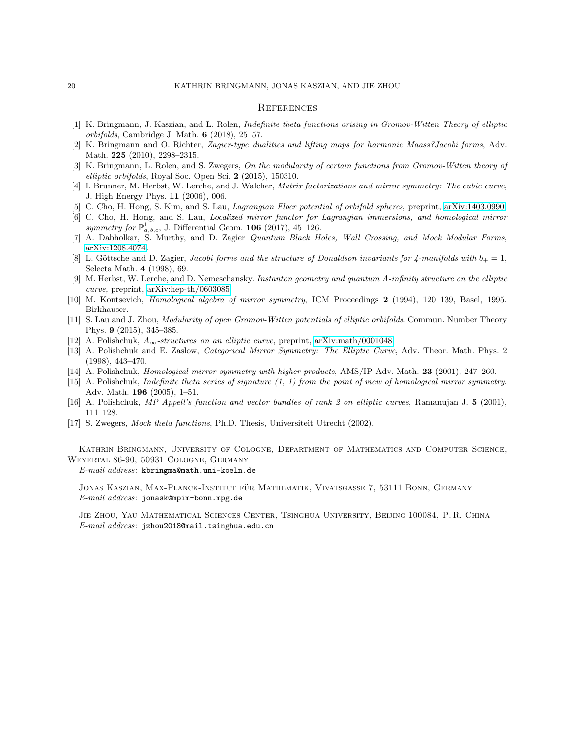## References

[1] K. Bringmann, J. Kaszian, and L. Rolen, *Indefinite theta functions arising in Gromov-Witten Theory of elliptic orbifolds*, Cambridge J. Math. **6** (2018), 25–57.

[2] K. Bringmann and O. Richter, *Zagier-type dualities and lifting maps for harmonic Maass?Jacobi forms*, Adv. Math. **225** (2010), 2298–2315.

[3] K. Bringmann, L. Rolen, and S. Zwegers, *On the modularity of certain functions from Gromov-Witten theory of elliptic orbifolds*, Royal Soc. Open Sci. **2** (2015), 150310.

[4] I. Brunner, M. Herbst, W. Lerche, and J. Walcher, *Matrix factorizations and mirror symmetry: The cubic curve*, J. High Energy Phys. **11** (2006), 006.

[5] C. Cho, H. Hong, S. Kim, and S. Lau, *Lagrangian Floer potential of orbifold spheres*, preprint, arXiv:1403.0990.

[6] C. Cho, H. Hong, and S. Lau, *Localized mirror functor for Lagrangian immersions, and homological mirror symmetry for $\mathbb{P}^1_{a,b,c}$*, J. Differential Geom. **106** (2017), 45–126.

[7] A. Dabholkar, S. Murthy, and D. Zagier *Quantum Black Holes, Wall Crossing, and Mock Modular Forms*, arXiv:1208.4074.

[8] L. Göttsche and D. Zagier, *Jacobi forms and the structure of Donaldson invariants for 4-manifolds with $b_+ = 1$*, Selecta Math. **4** (1998), 69.

[9] M. Herbst, W. Lerche, and D. Nemeschansky. *Instanton geometry and quantum A-infinity structure on the elliptic curve,* preprint, arXiv:hep-th/0603085.

[10] M. Kontsevich, *Homological algebra of mirror symmetry*, ICM Proceedings **2** (1994), 120–139, Basel, 1995. Birkhauser.

[11] S. Lau and J. Zhou, *Modularity of open Gromov-Witten potentials of elliptic orbifolds*. Commun. Number Theory Phys. **9** (2015), 345–385.

[12] A. Polishchuk, *$A_\infty$-structures on an elliptic curve*, preprint, arXiv:math/0001048.

[13] A. Polishchuk and E. Zaslow, *Categorical Mirror Symmetry: The Elliptic Curve*, Adv. Theor. Math. Phys. 2 (1998), 443–470.

[14] A. Polishchuk, *Homological mirror symmetry with higher products*, AMS/IP Adv. Math. **23** (2001), 247–260.

[15] A. Polishchuk, *Indefinite theta series of signature (1, 1) from the point of view of homological mirror symmetry.* Adv. Math. **196** (2005), 1–51.

[16] A. Polishchuk, *MP Appell's function and vector bundles of rank 2 on elliptic curves*, Ramanujan J. **5** (2001), 111–128.

[17] S. Zwegers, *Mock theta functions*, Ph.D. Thesis, Universiteit Utrecht (2002).

Kathrin Bringmann, University of Cologne, Department of Mathematics and Computer Science, Weyertal 86-90, 50931 Cologne, Germany
*E-mail address*: kbringma@math.uni-koeln.de

Jonas Kaszian, Max-Planck-Institut für Mathematik, Vivatsgasse 7, 53111 Bonn, Germany
*E-mail address*: jonask@mpim-bonn.mpg.de

Jie Zhou, Yau Mathematical Sciences Center, Tsinghua University, Beijing 100084, P. R. China
*E-mail address*: jzhou2018@mail.tsinghua.edu.cn